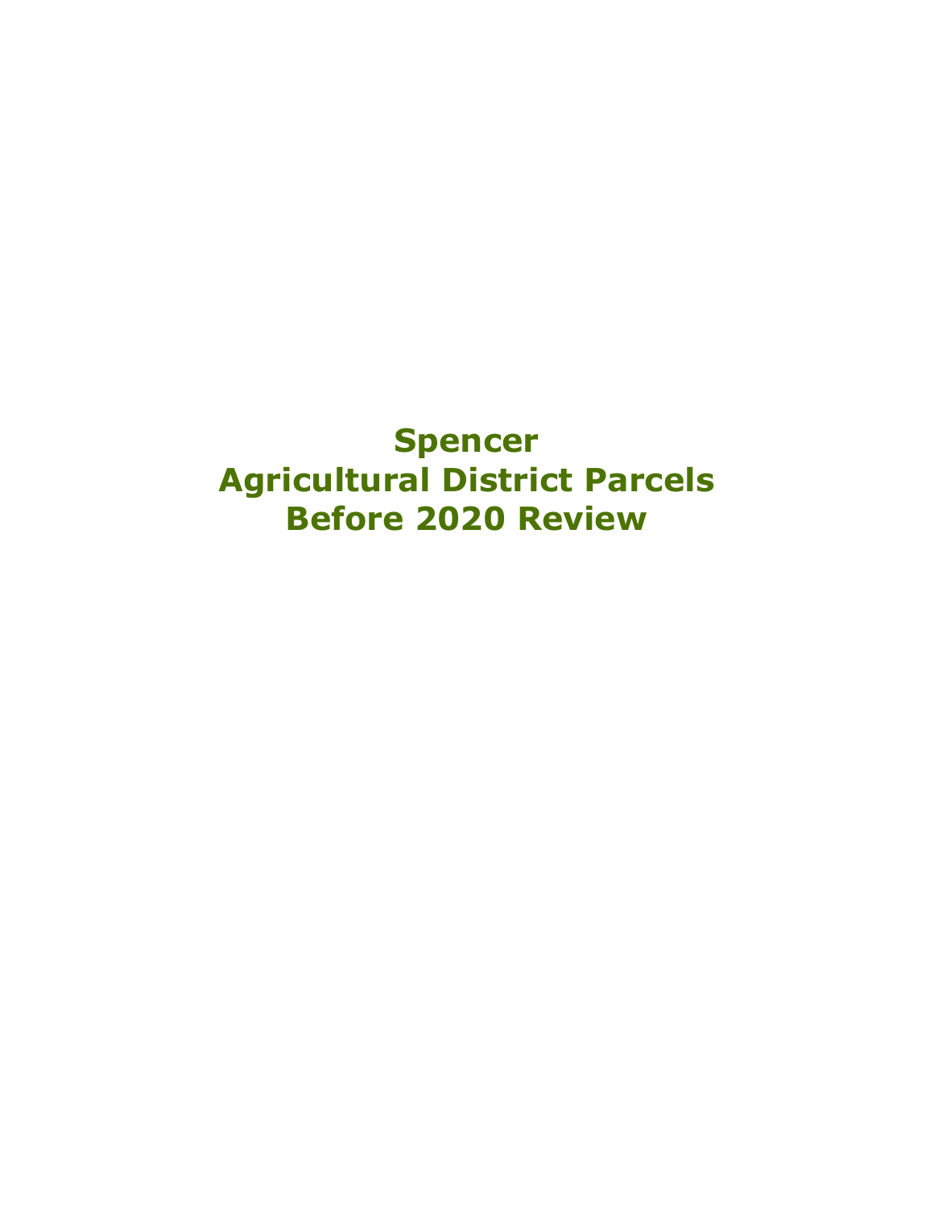# Spencer
# Agricultural District Parcels
# Before 2020 Review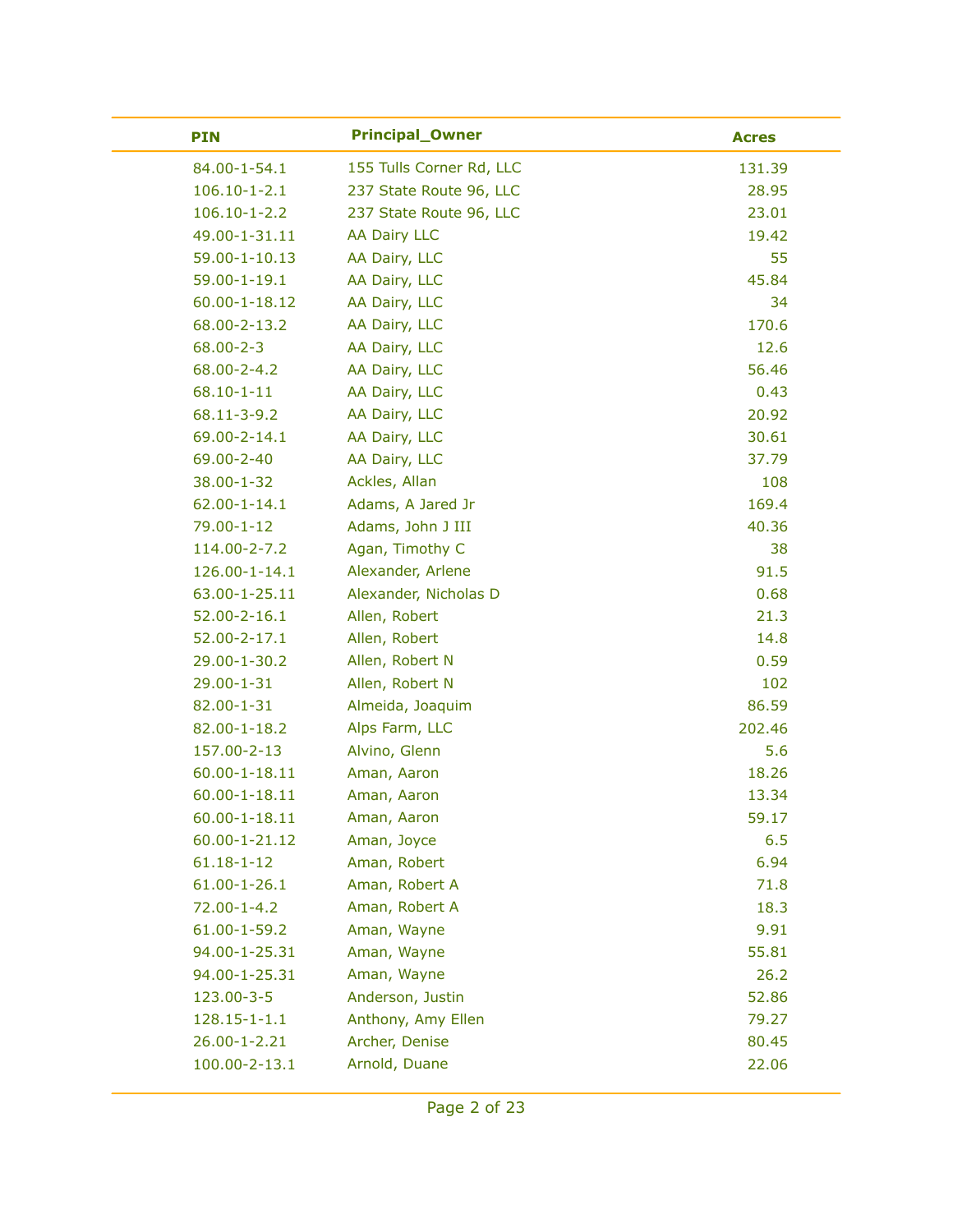| PIN | Principal_Owner | Acres |
|---|---|---|
| 84.00-1-54.1 | 155 Tulls Corner Rd, LLC | 131.39 |
| 106.10-1-2.1 | 237 State Route 96, LLC | 28.95 |
| 106.10-1-2.2 | 237 State Route 96, LLC | 23.01 |
| 49.00-1-31.11 | AA Dairy LLC | 19.42 |
| 59.00-1-10.13 | AA Dairy, LLC | 55 |
| 59.00-1-19.1 | AA Dairy, LLC | 45.84 |
| 60.00-1-18.12 | AA Dairy, LLC | 34 |
| 68.00-2-13.2 | AA Dairy, LLC | 170.6 |
| 68.00-2-3 | AA Dairy, LLC | 12.6 |
| 68.00-2-4.2 | AA Dairy, LLC | 56.46 |
| 68.10-1-11 | AA Dairy, LLC | 0.43 |
| 68.11-3-9.2 | AA Dairy, LLC | 20.92 |
| 69.00-2-14.1 | AA Dairy, LLC | 30.61 |
| 69.00-2-40 | AA Dairy, LLC | 37.79 |
| 38.00-1-32 | Ackles, Allan | 108 |
| 62.00-1-14.1 | Adams, A Jared Jr | 169.4 |
| 79.00-1-12 | Adams, John J III | 40.36 |
| 114.00-2-7.2 | Agan, Timothy C | 38 |
| 126.00-1-14.1 | Alexander, Arlene | 91.5 |
| 63.00-1-25.11 | Alexander, Nicholas D | 0.68 |
| 52.00-2-16.1 | Allen, Robert | 21.3 |
| 52.00-2-17.1 | Allen, Robert | 14.8 |
| 29.00-1-30.2 | Allen, Robert N | 0.59 |
| 29.00-1-31 | Allen, Robert N | 102 |
| 82.00-1-31 | Almeida, Joaquim | 86.59 |
| 82.00-1-18.2 | Alps Farm, LLC | 202.46 |
| 157.00-2-13 | Alvino, Glenn | 5.6 |
| 60.00-1-18.11 | Aman, Aaron | 18.26 |
| 60.00-1-18.11 | Aman, Aaron | 13.34 |
| 60.00-1-18.11 | Aman, Aaron | 59.17 |
| 60.00-1-21.12 | Aman, Joyce | 6.5 |
| 61.18-1-12 | Aman, Robert | 6.94 |
| 61.00-1-26.1 | Aman, Robert A | 71.8 |
| 72.00-1-4.2 | Aman, Robert A | 18.3 |
| 61.00-1-59.2 | Aman, Wayne | 9.91 |
| 94.00-1-25.31 | Aman, Wayne | 55.81 |
| 94.00-1-25.31 | Aman, Wayne | 26.2 |
| 123.00-3-5 | Anderson, Justin | 52.86 |
| 128.15-1-1.1 | Anthony, Amy Ellen | 79.27 |
| 26.00-1-2.21 | Archer, Denise | 80.45 |
| 100.00-2-13.1 | Arnold, Duane | 22.06 |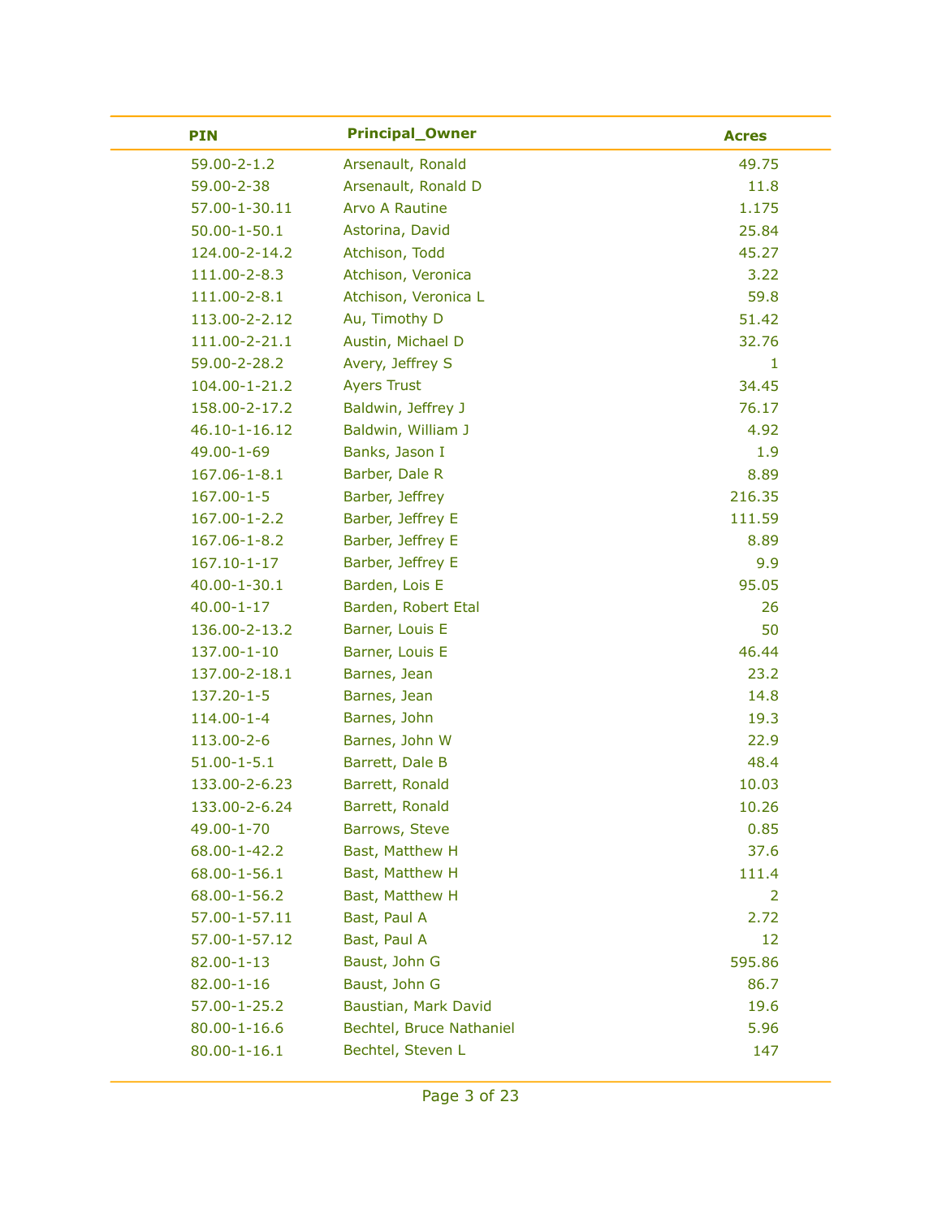| PIN | Principal_Owner | Acres |
|---|---|---|
| 59.00-2-1.2 | Arsenault, Ronald | 49.75 |
| 59.00-2-38 | Arsenault, Ronald D | 11.8 |
| 57.00-1-30.11 | Arvo A Rautine | 1.175 |
| 50.00-1-50.1 | Astorina, David | 25.84 |
| 124.00-2-14.2 | Atchison, Todd | 45.27 |
| 111.00-2-8.3 | Atchison, Veronica | 3.22 |
| 111.00-2-8.1 | Atchison, Veronica L | 59.8 |
| 113.00-2-2.12 | Au, Timothy D | 51.42 |
| 111.00-2-21.1 | Austin, Michael D | 32.76 |
| 59.00-2-28.2 | Avery, Jeffrey S | 1 |
| 104.00-1-21.2 | Ayers Trust | 34.45 |
| 158.00-2-17.2 | Baldwin, Jeffrey J | 76.17 |
| 46.10-1-16.12 | Baldwin, William J | 4.92 |
| 49.00-1-69 | Banks, Jason I | 1.9 |
| 167.06-1-8.1 | Barber, Dale R | 8.89 |
| 167.00-1-5 | Barber, Jeffrey | 216.35 |
| 167.00-1-2.2 | Barber, Jeffrey E | 111.59 |
| 167.06-1-8.2 | Barber, Jeffrey E | 8.89 |
| 167.10-1-17 | Barber, Jeffrey E | 9.9 |
| 40.00-1-30.1 | Barden, Lois E | 95.05 |
| 40.00-1-17 | Barden, Robert Etal | 26 |
| 136.00-2-13.2 | Barner, Louis E | 50 |
| 137.00-1-10 | Barner, Louis E | 46.44 |
| 137.00-2-18.1 | Barnes, Jean | 23.2 |
| 137.20-1-5 | Barnes, Jean | 14.8 |
| 114.00-1-4 | Barnes, John | 19.3 |
| 113.00-2-6 | Barnes, John W | 22.9 |
| 51.00-1-5.1 | Barrett, Dale B | 48.4 |
| 133.00-2-6.23 | Barrett, Ronald | 10.03 |
| 133.00-2-6.24 | Barrett, Ronald | 10.26 |
| 49.00-1-70 | Barrows, Steve | 0.85 |
| 68.00-1-42.2 | Bast, Matthew H | 37.6 |
| 68.00-1-56.1 | Bast, Matthew H | 111.4 |
| 68.00-1-56.2 | Bast, Matthew H | 2 |
| 57.00-1-57.11 | Bast, Paul A | 2.72 |
| 57.00-1-57.12 | Bast, Paul A | 12 |
| 82.00-1-13 | Baust, John G | 595.86 |
| 82.00-1-16 | Baust, John G | 86.7 |
| 57.00-1-25.2 | Baustian, Mark David | 19.6 |
| 80.00-1-16.6 | Bechtel, Bruce Nathaniel | 5.96 |
| 80.00-1-16.1 | Bechtel, Steven L | 147 |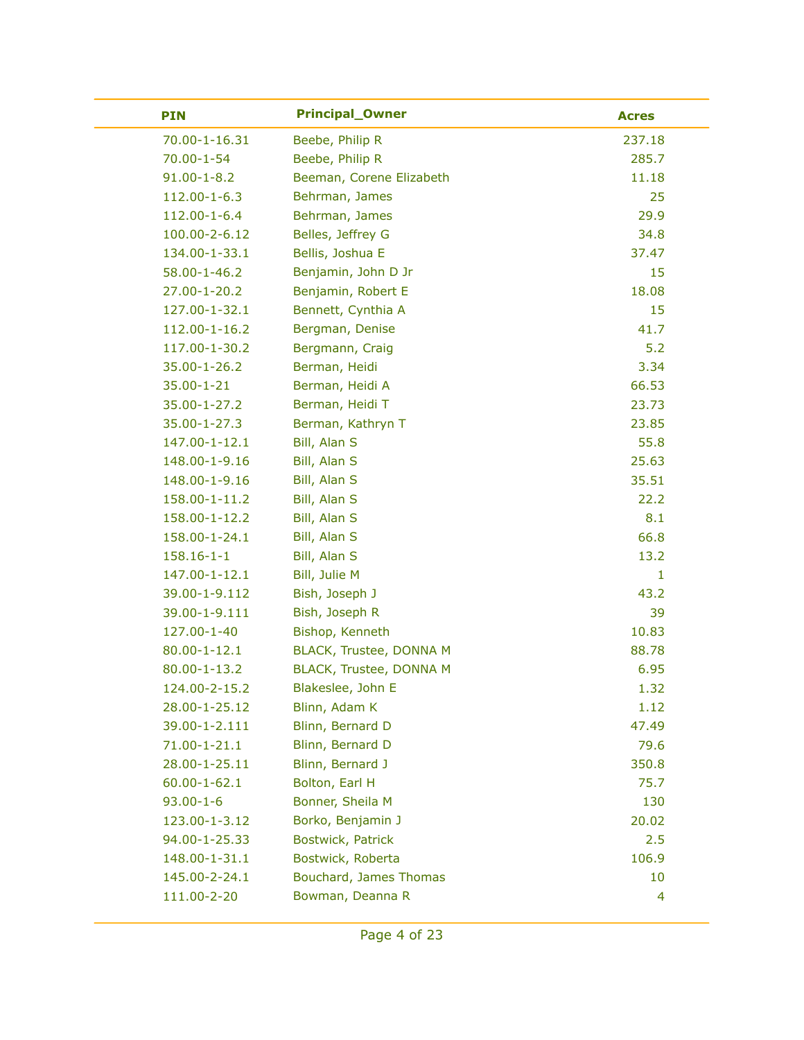| PIN | Principal_Owner | Acres |
|---|---|---|
| 70.00-1-16.31 | Beebe, Philip R | 237.18 |
| 70.00-1-54 | Beebe, Philip R | 285.7 |
| 91.00-1-8.2 | Beeman, Corene Elizabeth | 11.18 |
| 112.00-1-6.3 | Behrman, James | 25 |
| 112.00-1-6.4 | Behrman, James | 29.9 |
| 100.00-2-6.12 | Belles, Jeffrey G | 34.8 |
| 134.00-1-33.1 | Bellis, Joshua E | 37.47 |
| 58.00-1-46.2 | Benjamin, John D Jr | 15 |
| 27.00-1-20.2 | Benjamin, Robert E | 18.08 |
| 127.00-1-32.1 | Bennett, Cynthia A | 15 |
| 112.00-1-16.2 | Bergman, Denise | 41.7 |
| 117.00-1-30.2 | Bergmann, Craig | 5.2 |
| 35.00-1-26.2 | Berman, Heidi | 3.34 |
| 35.00-1-21 | Berman, Heidi A | 66.53 |
| 35.00-1-27.2 | Berman, Heidi T | 23.73 |
| 35.00-1-27.3 | Berman, Kathryn T | 23.85 |
| 147.00-1-12.1 | Bill, Alan S | 55.8 |
| 148.00-1-9.16 | Bill, Alan S | 25.63 |
| 148.00-1-9.16 | Bill, Alan S | 35.51 |
| 158.00-1-11.2 | Bill, Alan S | 22.2 |
| 158.00-1-12.2 | Bill, Alan S | 8.1 |
| 158.00-1-24.1 | Bill, Alan S | 66.8 |
| 158.16-1-1 | Bill, Alan S | 13.2 |
| 147.00-1-12.1 | Bill, Julie M | 1 |
| 39.00-1-9.112 | Bish, Joseph J | 43.2 |
| 39.00-1-9.111 | Bish, Joseph R | 39 |
| 127.00-1-40 | Bishop, Kenneth | 10.83 |
| 80.00-1-12.1 | BLACK, Trustee, DONNA M | 88.78 |
| 80.00-1-13.2 | BLACK, Trustee, DONNA M | 6.95 |
| 124.00-2-15.2 | Blakeslee, John E | 1.32 |
| 28.00-1-25.12 | Blinn, Adam K | 1.12 |
| 39.00-1-2.111 | Blinn, Bernard D | 47.49 |
| 71.00-1-21.1 | Blinn, Bernard D | 79.6 |
| 28.00-1-25.11 | Blinn, Bernard J | 350.8 |
| 60.00-1-62.1 | Bolton, Earl H | 75.7 |
| 93.00-1-6 | Bonner, Sheila M | 130 |
| 123.00-1-3.12 | Borko, Benjamin J | 20.02 |
| 94.00-1-25.33 | Bostwick, Patrick | 2.5 |
| 148.00-1-31.1 | Bostwick, Roberta | 106.9 |
| 145.00-2-24.1 | Bouchard, James Thomas | 10 |
| 111.00-2-20 | Bowman, Deanna R | 4 |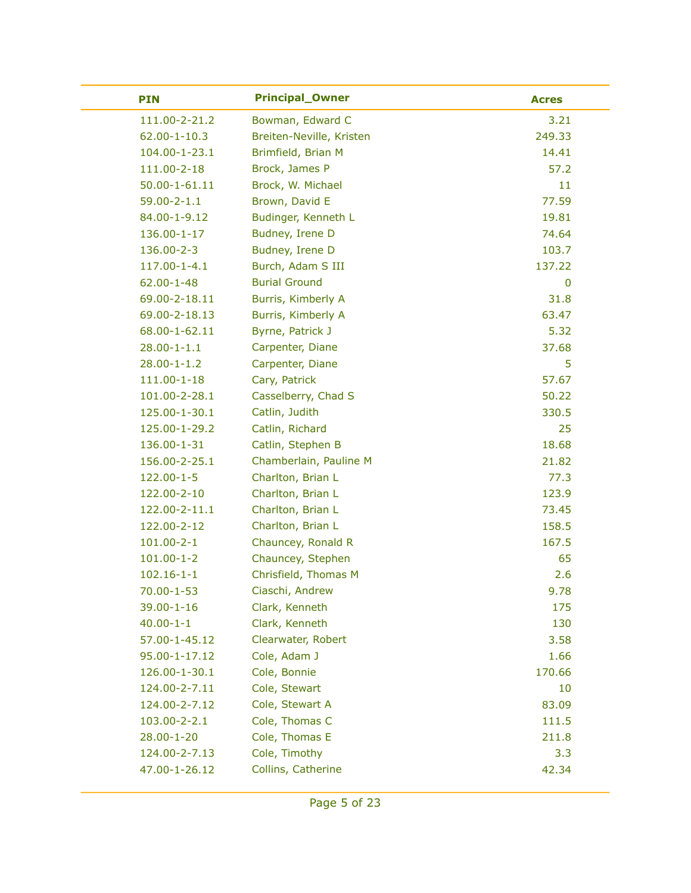| PIN | Principal_Owner | Acres |
|---|---|---|
| 111.00-2-21.2 | Bowman, Edward C | 3.21 |
| 62.00-1-10.3 | Breiten-Neville, Kristen | 249.33 |
| 104.00-1-23.1 | Brimfield, Brian M | 14.41 |
| 111.00-2-18 | Brock, James P | 57.2 |
| 50.00-1-61.11 | Brock, W. Michael | 11 |
| 59.00-2-1.1 | Brown, David E | 77.59 |
| 84.00-1-9.12 | Budinger, Kenneth L | 19.81 |
| 136.00-1-17 | Budney, Irene D | 74.64 |
| 136.00-2-3 | Budney, Irene D | 103.7 |
| 117.00-1-4.1 | Burch, Adam S III | 137.22 |
| 62.00-1-48 | Burial Ground | 0 |
| 69.00-2-18.11 | Burris, Kimberly A | 31.8 |
| 69.00-2-18.13 | Burris, Kimberly A | 63.47 |
| 68.00-1-62.11 | Byrne, Patrick J | 5.32 |
| 28.00-1-1.1 | Carpenter, Diane | 37.68 |
| 28.00-1-1.2 | Carpenter, Diane | 5 |
| 111.00-1-18 | Cary, Patrick | 57.67 |
| 101.00-2-28.1 | Casselberry, Chad S | 50.22 |
| 125.00-1-30.1 | Catlin, Judith | 330.5 |
| 125.00-1-29.2 | Catlin, Richard | 25 |
| 136.00-1-31 | Catlin, Stephen B | 18.68 |
| 156.00-2-25.1 | Chamberlain, Pauline M | 21.82 |
| 122.00-1-5 | Charlton, Brian L | 77.3 |
| 122.00-2-10 | Charlton, Brian L | 123.9 |
| 122.00-2-11.1 | Charlton, Brian L | 73.45 |
| 122.00-2-12 | Charlton, Brian L | 158.5 |
| 101.00-2-1 | Chauncey, Ronald R | 167.5 |
| 101.00-1-2 | Chauncey, Stephen | 65 |
| 102.16-1-1 | Chrisfield, Thomas M | 2.6 |
| 70.00-1-53 | Ciaschi, Andrew | 9.78 |
| 39.00-1-16 | Clark, Kenneth | 175 |
| 40.00-1-1 | Clark, Kenneth | 130 |
| 57.00-1-45.12 | Clearwater, Robert | 3.58 |
| 95.00-1-17.12 | Cole, Adam J | 1.66 |
| 126.00-1-30.1 | Cole, Bonnie | 170.66 |
| 124.00-2-7.11 | Cole, Stewart | 10 |
| 124.00-2-7.12 | Cole, Stewart A | 83.09 |
| 103.00-2-2.1 | Cole, Thomas C | 111.5 |
| 28.00-1-20 | Cole, Thomas E | 211.8 |
| 124.00-2-7.13 | Cole, Timothy | 3.3 |
| 47.00-1-26.12 | Collins, Catherine | 42.34 |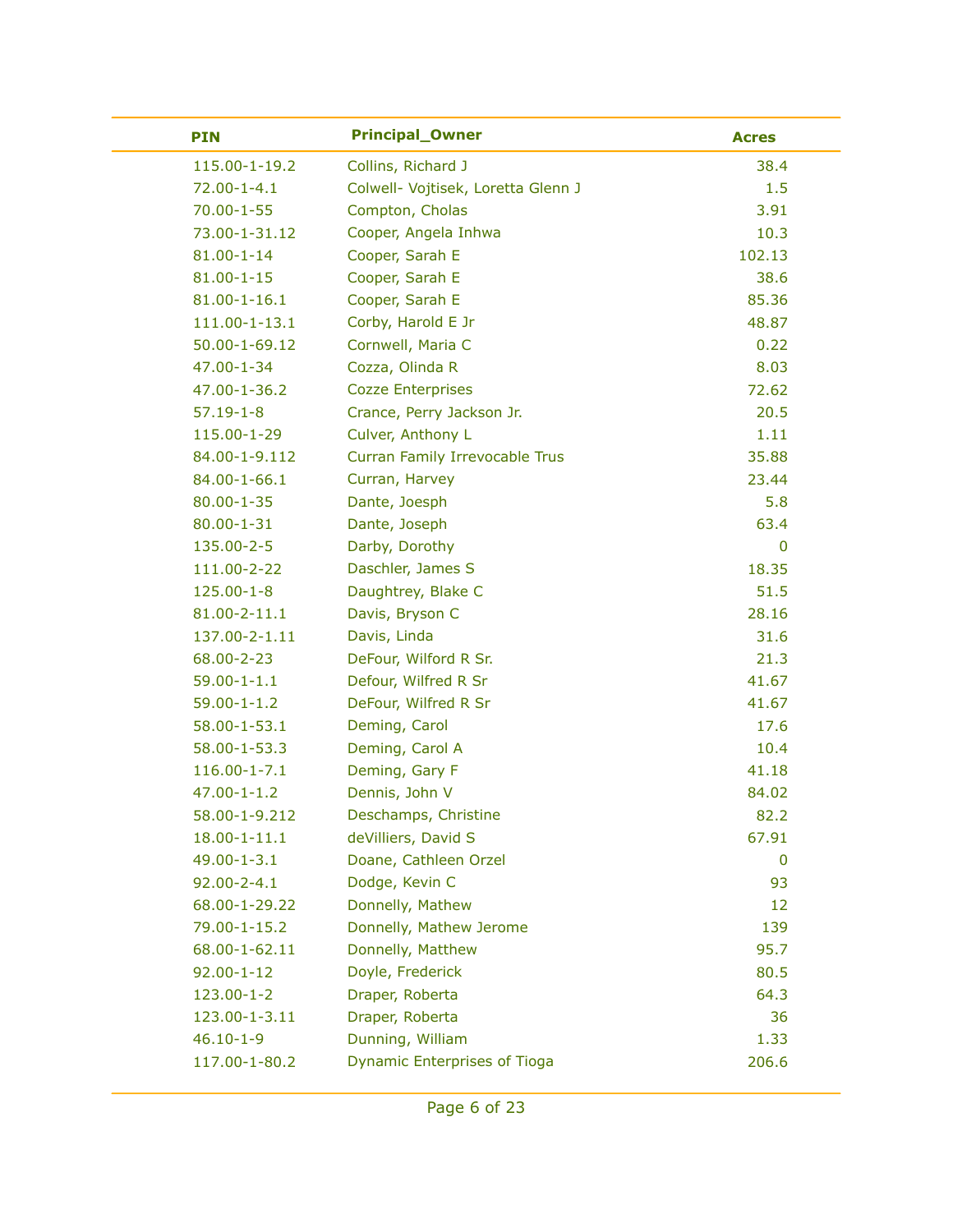| PIN | Principal_Owner | Acres |
|---|---|---|
| 115.00-1-19.2 | Collins, Richard J | 38.4 |
| 72.00-1-4.1 | Colwell- Vojtisek, Loretta Glenn J | 1.5 |
| 70.00-1-55 | Compton, Cholas | 3.91 |
| 73.00-1-31.12 | Cooper, Angela Inhwa | 10.3 |
| 81.00-1-14 | Cooper, Sarah E | 102.13 |
| 81.00-1-15 | Cooper, Sarah E | 38.6 |
| 81.00-1-16.1 | Cooper, Sarah E | 85.36 |
| 111.00-1-13.1 | Corby, Harold E Jr | 48.87 |
| 50.00-1-69.12 | Cornwell, Maria C | 0.22 |
| 47.00-1-34 | Cozza, Olinda R | 8.03 |
| 47.00-1-36.2 | Cozze Enterprises | 72.62 |
| 57.19-1-8 | Crance, Perry Jackson Jr. | 20.5 |
| 115.00-1-29 | Culver, Anthony L | 1.11 |
| 84.00-1-9.112 | Curran Family Irrevocable Trus | 35.88 |
| 84.00-1-66.1 | Curran, Harvey | 23.44 |
| 80.00-1-35 | Dante, Joesph | 5.8 |
| 80.00-1-31 | Dante, Joseph | 63.4 |
| 135.00-2-5 | Darby, Dorothy | 0 |
| 111.00-2-22 | Daschler, James S | 18.35 |
| 125.00-1-8 | Daughtrey, Blake C | 51.5 |
| 81.00-2-11.1 | Davis, Bryson C | 28.16 |
| 137.00-2-1.11 | Davis, Linda | 31.6 |
| 68.00-2-23 | DeFour, Wilford R Sr. | 21.3 |
| 59.00-1-1.1 | Defour, Wilfred R Sr | 41.67 |
| 59.00-1-1.2 | DeFour, Wilfred R Sr | 41.67 |
| 58.00-1-53.1 | Deming, Carol | 17.6 |
| 58.00-1-53.3 | Deming, Carol A | 10.4 |
| 116.00-1-7.1 | Deming, Gary F | 41.18 |
| 47.00-1-1.2 | Dennis, John V | 84.02 |
| 58.00-1-9.212 | Deschamps, Christine | 82.2 |
| 18.00-1-11.1 | deVilliers, David S | 67.91 |
| 49.00-1-3.1 | Doane, Cathleen Orzel | 0 |
| 92.00-2-4.1 | Dodge, Kevin C | 93 |
| 68.00-1-29.22 | Donnelly, Mathew | 12 |
| 79.00-1-15.2 | Donnelly, Mathew Jerome | 139 |
| 68.00-1-62.11 | Donnelly, Matthew | 95.7 |
| 92.00-1-12 | Doyle, Frederick | 80.5 |
| 123.00-1-2 | Draper, Roberta | 64.3 |
| 123.00-1-3.11 | Draper, Roberta | 36 |
| 46.10-1-9 | Dunning, William | 1.33 |
| 117.00-1-80.2 | Dynamic Enterprises of Tioga | 206.6 |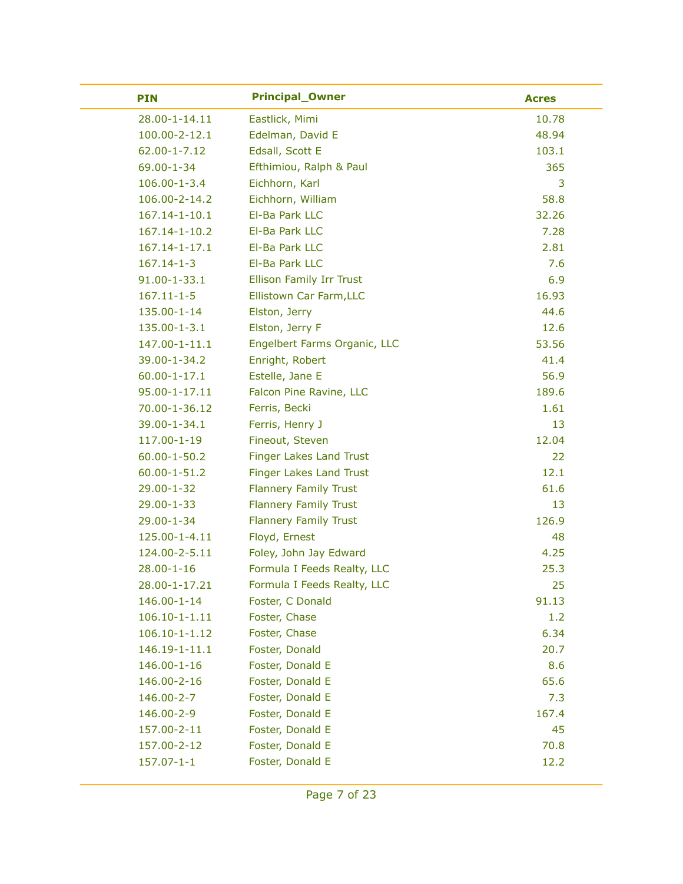| PIN | Principal_Owner | Acres |
| --- | --- | --- |
| 28.00-1-14.11 | Eastlick, Mimi | 10.78 |
| 100.00-2-12.1 | Edelman, David E | 48.94 |
| 62.00-1-7.12 | Edsall, Scott E | 103.1 |
| 69.00-1-34 | Efthimiou, Ralph & Paul | 365 |
| 106.00-1-3.4 | Eichhorn, Karl | 3 |
| 106.00-2-14.2 | Eichhorn, William | 58.8 |
| 167.14-1-10.1 | El-Ba Park LLC | 32.26 |
| 167.14-1-10.2 | El-Ba Park LLC | 7.28 |
| 167.14-1-17.1 | El-Ba Park LLC | 2.81 |
| 167.14-1-3 | El-Ba Park LLC | 7.6 |
| 91.00-1-33.1 | Ellison Family Irr Trust | 6.9 |
| 167.11-1-5 | Ellistown Car Farm,LLC | 16.93 |
| 135.00-1-14 | Elston, Jerry | 44.6 |
| 135.00-1-3.1 | Elston, Jerry F | 12.6 |
| 147.00-1-11.1 | Engelbert Farms Organic, LLC | 53.56 |
| 39.00-1-34.2 | Enright, Robert | 41.4 |
| 60.00-1-17.1 | Estelle, Jane E | 56.9 |
| 95.00-1-17.11 | Falcon Pine Ravine, LLC | 189.6 |
| 70.00-1-36.12 | Ferris, Becki | 1.61 |
| 39.00-1-34.1 | Ferris, Henry J | 13 |
| 117.00-1-19 | Fineout, Steven | 12.04 |
| 60.00-1-50.2 | Finger Lakes Land Trust | 22 |
| 60.00-1-51.2 | Finger Lakes Land Trust | 12.1 |
| 29.00-1-32 | Flannery Family Trust | 61.6 |
| 29.00-1-33 | Flannery Family Trust | 13 |
| 29.00-1-34 | Flannery Family Trust | 126.9 |
| 125.00-1-4.11 | Floyd, Ernest | 48 |
| 124.00-2-5.11 | Foley, John Jay Edward | 4.25 |
| 28.00-1-16 | Formula I Feeds Realty, LLC | 25.3 |
| 28.00-1-17.21 | Formula I Feeds Realty, LLC | 25 |
| 146.00-1-14 | Foster, C Donald | 91.13 |
| 106.10-1-1.11 | Foster, Chase | 1.2 |
| 106.10-1-1.12 | Foster, Chase | 6.34 |
| 146.19-1-11.1 | Foster, Donald | 20.7 |
| 146.00-1-16 | Foster, Donald E | 8.6 |
| 146.00-2-16 | Foster, Donald E | 65.6 |
| 146.00-2-7 | Foster, Donald E | 7.3 |
| 146.00-2-9 | Foster, Donald E | 167.4 |
| 157.00-2-11 | Foster, Donald E | 45 |
| 157.00-2-12 | Foster, Donald E | 70.8 |
| 157.07-1-1 | Foster, Donald E | 12.2 |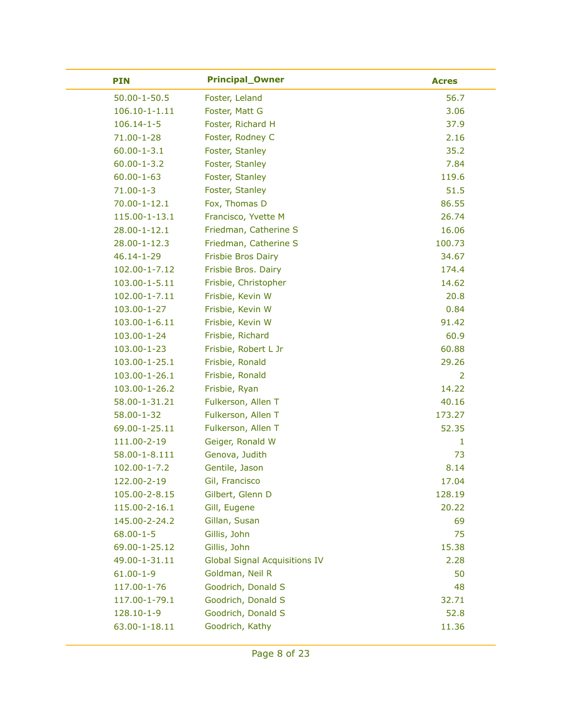| PIN | Principal_Owner | Acres |
|---|---|---|
| 50.00-1-50.5 | Foster, Leland | 56.7 |
| 106.10-1-1.11 | Foster, Matt G | 3.06 |
| 106.14-1-5 | Foster, Richard H | 37.9 |
| 71.00-1-28 | Foster, Rodney C | 2.16 |
| 60.00-1-3.1 | Foster, Stanley | 35.2 |
| 60.00-1-3.2 | Foster, Stanley | 7.84 |
| 60.00-1-63 | Foster, Stanley | 119.6 |
| 71.00-1-3 | Foster, Stanley | 51.5 |
| 70.00-1-12.1 | Fox, Thomas D | 86.55 |
| 115.00-1-13.1 | Francisco, Yvette M | 26.74 |
| 28.00-1-12.1 | Friedman, Catherine S | 16.06 |
| 28.00-1-12.3 | Friedman, Catherine S | 100.73 |
| 46.14-1-29 | Frisbie Bros Dairy | 34.67 |
| 102.00-1-7.12 | Frisbie Bros. Dairy | 174.4 |
| 103.00-1-5.11 | Frisbie, Christopher | 14.62 |
| 102.00-1-7.11 | Frisbie, Kevin W | 20.8 |
| 103.00-1-27 | Frisbie, Kevin W | 0.84 |
| 103.00-1-6.11 | Frisbie, Kevin W | 91.42 |
| 103.00-1-24 | Frisbie, Richard | 60.9 |
| 103.00-1-23 | Frisbie, Robert L Jr | 60.88 |
| 103.00-1-25.1 | Frisbie, Ronald | 29.26 |
| 103.00-1-26.1 | Frisbie, Ronald | 2 |
| 103.00-1-26.2 | Frisbie, Ryan | 14.22 |
| 58.00-1-31.21 | Fulkerson, Allen T | 40.16 |
| 58.00-1-32 | Fulkerson, Allen T | 173.27 |
| 69.00-1-25.11 | Fulkerson, Allen T | 52.35 |
| 111.00-2-19 | Geiger, Ronald W | 1 |
| 58.00-1-8.111 | Genova, Judith | 73 |
| 102.00-1-7.2 | Gentile, Jason | 8.14 |
| 122.00-2-19 | Gil, Francisco | 17.04 |
| 105.00-2-8.15 | Gilbert, Glenn D | 128.19 |
| 115.00-2-16.1 | Gill, Eugene | 20.22 |
| 145.00-2-24.2 | Gillan, Susan | 69 |
| 68.00-1-5 | Gillis, John | 75 |
| 69.00-1-25.12 | Gillis, John | 15.38 |
| 49.00-1-31.11 | Global Signal Acquisitions IV | 2.28 |
| 61.00-1-9 | Goldman, Neil R | 50 |
| 117.00-1-76 | Goodrich, Donald S | 48 |
| 117.00-1-79.1 | Goodrich, Donald S | 32.71 |
| 128.10-1-9 | Goodrich, Donald S | 52.8 |
| 63.00-1-18.11 | Goodrich, Kathy | 11.36 |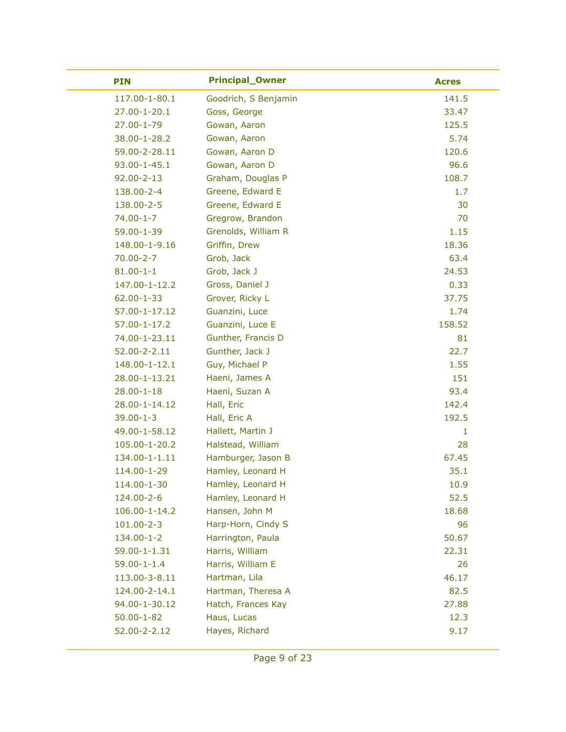| PIN | Principal_Owner | Acres |
| --- | --- | --- |
| 117.00-1-80.1 | Goodrich, S Benjamin | 141.5 |
| 27.00-1-20.1 | Goss, George | 33.47 |
| 27.00-1-79 | Gowan, Aaron | 125.5 |
| 38.00-1-28.2 | Gowan, Aaron | 5.74 |
| 59.00-2-28.11 | Gowan, Aaron D | 120.6 |
| 93.00-1-45.1 | Gowan, Aaron D | 96.6 |
| 92.00-2-13 | Graham, Douglas P | 108.7 |
| 138.00-2-4 | Greene, Edward E | 1.7 |
| 138.00-2-5 | Greene, Edward E | 30 |
| 74.00-1-7 | Gregrow, Brandon | 70 |
| 59.00-1-39 | Grenolds, William R | 1.15 |
| 148.00-1-9.16 | Griffin, Drew | 18.36 |
| 70.00-2-7 | Grob, Jack | 63.4 |
| 81.00-1-1 | Grob, Jack J | 24.53 |
| 147.00-1-12.2 | Gross, Daniel J | 0.33 |
| 62.00-1-33 | Grover, Ricky L | 37.75 |
| 57.00-1-17.12 | Guanzini, Luce | 1.74 |
| 57.00-1-17.2 | Guanzini, Luce E | 158.52 |
| 74.00-1-23.11 | Gunther, Francis D | 81 |
| 52.00-2-2.11 | Gunther, Jack J | 22.7 |
| 148.00-1-12.1 | Guy, Michael P | 1.55 |
| 28.00-1-13.21 | Haeni, James A | 151 |
| 28.00-1-18 | Haeni, Suzan A | 93.4 |
| 28.00-1-14.12 | Hall, Eric | 142.4 |
| 39.00-1-3 | Hall, Eric A | 192.5 |
| 49.00-1-58.12 | Hallett, Martin J | 1 |
| 105.00-1-20.2 | Halstead, William | 28 |
| 134.00-1-1.11 | Hamburger, Jason B | 67.45 |
| 114.00-1-29 | Hamley, Leonard H | 35.1 |
| 114.00-1-30 | Hamley, Leonard H | 10.9 |
| 124.00-2-6 | Hamley, Leonard H | 52.5 |
| 106.00-1-14.2 | Hansen, John M | 18.68 |
| 101.00-2-3 | Harp-Horn, Cindy S | 96 |
| 134.00-1-2 | Harrington, Paula | 50.67 |
| 59.00-1-1.31 | Harris, William | 22.31 |
| 59.00-1-1.4 | Harris, William E | 26 |
| 113.00-3-8.11 | Hartman, Lila | 46.17 |
| 124.00-2-14.1 | Hartman, Theresa A | 82.5 |
| 94.00-1-30.12 | Hatch, Frances Kay | 27.88 |
| 50.00-1-82 | Haus, Lucas | 12.3 |
| 52.00-2-2.12 | Hayes, Richard | 9.17 |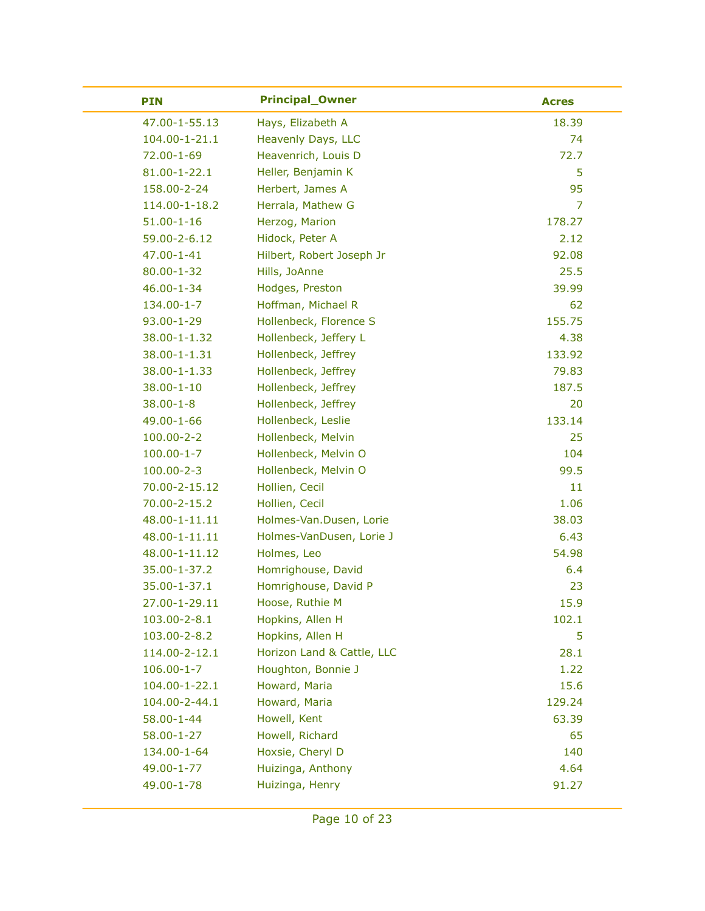| PIN | Principal_Owner | Acres |
|---|---|---|
| 47.00-1-55.13 | Hays, Elizabeth A | 18.39 |
| 104.00-1-21.1 | Heavenly Days, LLC | 74 |
| 72.00-1-69 | Heavenrich, Louis D | 72.7 |
| 81.00-1-22.1 | Heller, Benjamin K | 5 |
| 158.00-2-24 | Herbert, James A | 95 |
| 114.00-1-18.2 | Herrala, Mathew G | 7 |
| 51.00-1-16 | Herzog, Marion | 178.27 |
| 59.00-2-6.12 | Hidock, Peter A | 2.12 |
| 47.00-1-41 | Hilbert, Robert Joseph Jr | 92.08 |
| 80.00-1-32 | Hills, JoAnne | 25.5 |
| 46.00-1-34 | Hodges, Preston | 39.99 |
| 134.00-1-7 | Hoffman, Michael R | 62 |
| 93.00-1-29 | Hollenbeck, Florence S | 155.75 |
| 38.00-1-1.32 | Hollenbeck, Jeffery L | 4.38 |
| 38.00-1-1.31 | Hollenbeck, Jeffrey | 133.92 |
| 38.00-1-1.33 | Hollenbeck, Jeffrey | 79.83 |
| 38.00-1-10 | Hollenbeck, Jeffrey | 187.5 |
| 38.00-1-8 | Hollenbeck, Jeffrey | 20 |
| 49.00-1-66 | Hollenbeck, Leslie | 133.14 |
| 100.00-2-2 | Hollenbeck, Melvin | 25 |
| 100.00-1-7 | Hollenbeck, Melvin O | 104 |
| 100.00-2-3 | Hollenbeck, Melvin O | 99.5 |
| 70.00-2-15.12 | Hollien, Cecil | 11 |
| 70.00-2-15.2 | Hollien, Cecil | 1.06 |
| 48.00-1-11.11 | Holmes-Van.Dusen, Lorie | 38.03 |
| 48.00-1-11.11 | Holmes-VanDusen, Lorie J | 6.43 |
| 48.00-1-11.12 | Holmes, Leo | 54.98 |
| 35.00-1-37.2 | Homrighouse, David | 6.4 |
| 35.00-1-37.1 | Homrighouse, David P | 23 |
| 27.00-1-29.11 | Hoose, Ruthie M | 15.9 |
| 103.00-2-8.1 | Hopkins, Allen H | 102.1 |
| 103.00-2-8.2 | Hopkins, Allen H | 5 |
| 114.00-2-12.1 | Horizon Land & Cattle, LLC | 28.1 |
| 106.00-1-7 | Houghton, Bonnie J | 1.22 |
| 104.00-1-22.1 | Howard, Maria | 15.6 |
| 104.00-2-44.1 | Howard, Maria | 129.24 |
| 58.00-1-44 | Howell, Kent | 63.39 |
| 58.00-1-27 | Howell, Richard | 65 |
| 134.00-1-64 | Hoxsie, Cheryl D | 140 |
| 49.00-1-77 | Huizinga, Anthony | 4.64 |
| 49.00-1-78 | Huizinga, Henry | 91.27 |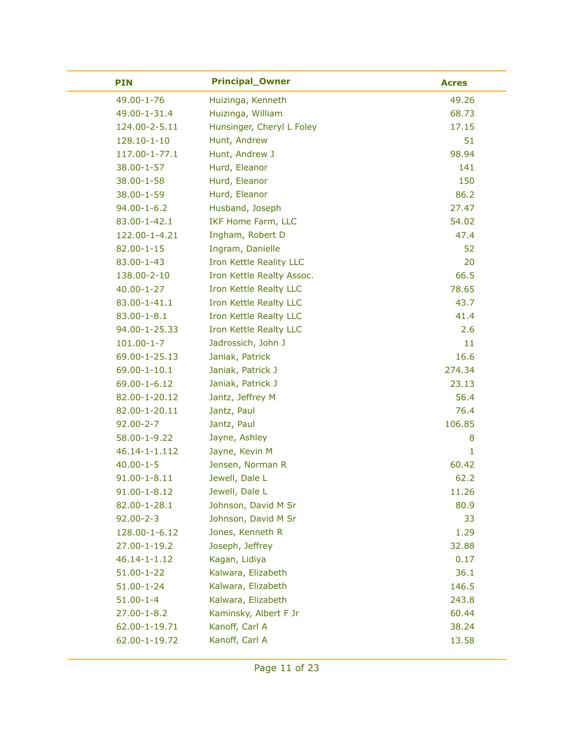| PIN | Principal_Owner | Acres |
|---|---|---|
| 49.00-1-76 | Huizinga, Kenneth | 49.26 |
| 49.00-1-31.4 | Huizinga, William | 68.73 |
| 124.00-2-5.11 | Hunsinger, Cheryl L Foley | 17.15 |
| 128.10-1-10 | Hunt, Andrew | 51 |
| 117.00-1-77.1 | Hunt, Andrew J | 98.94 |
| 38.00-1-57 | Hurd, Eleanor | 141 |
| 38.00-1-58 | Hurd, Eleanor | 150 |
| 38.00-1-59 | Hurd, Eleanor | 86.2 |
| 94.00-1-6.2 | Husband, Joseph | 27.47 |
| 83.00-1-42.1 | IKF Home Farm, LLC | 54.02 |
| 122.00-1-4.21 | Ingham, Robert D | 47.4 |
| 82.00-1-15 | Ingram, Danielle | 52 |
| 83.00-1-43 | Iron Kettle Reality LLC | 20 |
| 138.00-2-10 | Iron Kettle Realty Assoc. | 66.5 |
| 40.00-1-27 | Iron Kettle Realty LLC | 78.65 |
| 83.00-1-41.1 | Iron Kettle Realty LLC | 43.7 |
| 83.00-1-8.1 | Iron Kettle Realty LLC | 41.4 |
| 94.00-1-25.33 | Iron Kettle Realty LLC | 2.6 |
| 101.00-1-7 | Jadrossich, John J | 11 |
| 69.00-1-25.13 | Janiak, Patrick | 16.6 |
| 69.00-1-10.1 | Janiak, Patrick J | 274.34 |
| 69.00-1-6.12 | Janiak, Patrick J | 23.13 |
| 82.00-1-20.12 | Jantz, Jeffrey M | 56.4 |
| 82.00-1-20.11 | Jantz, Paul | 76.4 |
| 92.00-2-7 | Jantz, Paul | 106.85 |
| 58.00-1-9.22 | Jayne, Ashley | 8 |
| 46.14-1-1.112 | Jayne, Kevin M | 1 |
| 40.00-1-5 | Jensen, Norman R | 60.42 |
| 91.00-1-8.11 | Jewell, Dale L | 62.2 |
| 91.00-1-8.12 | Jewell, Dale L | 11.26 |
| 82.00-1-28.1 | Johnson, David M Sr | 80.9 |
| 92.00-2-3 | Johnson, David M Sr | 33 |
| 128.00-1-6.12 | Jones, Kenneth R | 1.29 |
| 27.00-1-19.2 | Joseph, Jeffrey | 32.88 |
| 46.14-1-1.12 | Kagan, Lidiya | 0.17 |
| 51.00-1-22 | Kalwara, Elizabeth | 36.1 |
| 51.00-1-24 | Kalwara, Elizabeth | 146.5 |
| 51.00-1-4 | Kalwara, Elizabeth | 243.8 |
| 27.00-1-8.2 | Kaminsky, Albert F Jr | 60.44 |
| 62.00-1-19.71 | Kanoff, Carl A | 38.24 |
| 62.00-1-19.72 | Kanoff, Carl A | 13.58 |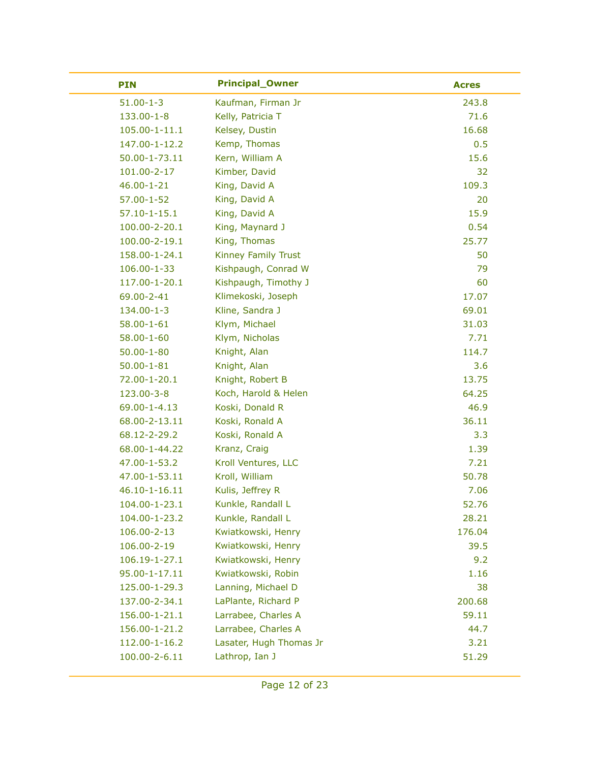| PIN | Principal_Owner | Acres |
|---|---|---|
| 51.00-1-3 | Kaufman, Firman Jr | 243.8 |
| 133.00-1-8 | Kelly, Patricia T | 71.6 |
| 105.00-1-11.1 | Kelsey, Dustin | 16.68 |
| 147.00-1-12.2 | Kemp, Thomas | 0.5 |
| 50.00-1-73.11 | Kern, William A | 15.6 |
| 101.00-2-17 | Kimber, David | 32 |
| 46.00-1-21 | King, David A | 109.3 |
| 57.00-1-52 | King, David A | 20 |
| 57.10-1-15.1 | King, David A | 15.9 |
| 100.00-2-20.1 | King, Maynard J | 0.54 |
| 100.00-2-19.1 | King, Thomas | 25.77 |
| 158.00-1-24.1 | Kinney Family Trust | 50 |
| 106.00-1-33 | Kishpaugh, Conrad W | 79 |
| 117.00-1-20.1 | Kishpaugh, Timothy J | 60 |
| 69.00-2-41 | Klimekoski, Joseph | 17.07 |
| 134.00-1-3 | Kline, Sandra J | 69.01 |
| 58.00-1-61 | Klym, Michael | 31.03 |
| 58.00-1-60 | Klym, Nicholas | 7.71 |
| 50.00-1-80 | Knight, Alan | 114.7 |
| 50.00-1-81 | Knight, Alan | 3.6 |
| 72.00-1-20.1 | Knight, Robert B | 13.75 |
| 123.00-3-8 | Koch, Harold & Helen | 64.25 |
| 69.00-1-4.13 | Koski, Donald R | 46.9 |
| 68.00-2-13.11 | Koski, Ronald A | 36.11 |
| 68.12-2-29.2 | Koski, Ronald A | 3.3 |
| 68.00-1-44.22 | Kranz, Craig | 1.39 |
| 47.00-1-53.2 | Kroll Ventures, LLC | 7.21 |
| 47.00-1-53.11 | Kroll, William | 50.78 |
| 46.10-1-16.11 | Kulis, Jeffrey R | 7.06 |
| 104.00-1-23.1 | Kunkle, Randall L | 52.76 |
| 104.00-1-23.2 | Kunkle, Randall L | 28.21 |
| 106.00-2-13 | Kwiatkowski, Henry | 176.04 |
| 106.00-2-19 | Kwiatkowski, Henry | 39.5 |
| 106.19-1-27.1 | Kwiatkowski, Henry | 9.2 |
| 95.00-1-17.11 | Kwiatkowski, Robin | 1.16 |
| 125.00-1-29.3 | Lanning, Michael D | 38 |
| 137.00-2-34.1 | LaPlante, Richard P | 200.68 |
| 156.00-1-21.1 | Larrabee, Charles A | 59.11 |
| 156.00-1-21.2 | Larrabee, Charles A | 44.7 |
| 112.00-1-16.2 | Lasater, Hugh Thomas Jr | 3.21 |
| 100.00-2-6.11 | Lathrop, Ian J | 51.29 |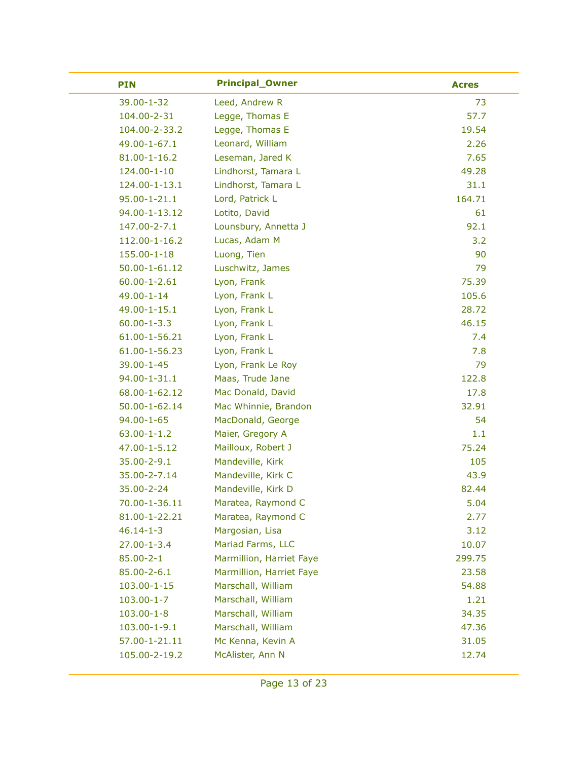| PIN | Principal_Owner | Acres |
|---|---|---|
| 39.00-1-32 | Leed, Andrew R | 73 |
| 104.00-2-31 | Legge, Thomas E | 57.7 |
| 104.00-2-33.2 | Legge, Thomas E | 19.54 |
| 49.00-1-67.1 | Leonard, William | 2.26 |
| 81.00-1-16.2 | Leseman, Jared K | 7.65 |
| 124.00-1-10 | Lindhorst, Tamara L | 49.28 |
| 124.00-1-13.1 | Lindhorst, Tamara L | 31.1 |
| 95.00-1-21.1 | Lord, Patrick L | 164.71 |
| 94.00-1-13.12 | Lotito, David | 61 |
| 147.00-2-7.1 | Lounsbury, Annetta J | 92.1 |
| 112.00-1-16.2 | Lucas, Adam M | 3.2 |
| 155.00-1-18 | Luong, Tien | 90 |
| 50.00-1-61.12 | Luschwitz, James | 79 |
| 60.00-1-2.61 | Lyon, Frank | 75.39 |
| 49.00-1-14 | Lyon, Frank L | 105.6 |
| 49.00-1-15.1 | Lyon, Frank L | 28.72 |
| 60.00-1-3.3 | Lyon, Frank L | 46.15 |
| 61.00-1-56.21 | Lyon, Frank L | 7.4 |
| 61.00-1-56.23 | Lyon, Frank L | 7.8 |
| 39.00-1-45 | Lyon, Frank Le Roy | 79 |
| 94.00-1-31.1 | Maas, Trude Jane | 122.8 |
| 68.00-1-62.12 | Mac Donald, David | 17.8 |
| 50.00-1-62.14 | Mac Whinnie, Brandon | 32.91 |
| 94.00-1-65 | MacDonald, George | 54 |
| 63.00-1-1.2 | Maier, Gregory A | 1.1 |
| 47.00-1-5.12 | Mailloux, Robert J | 75.24 |
| 35.00-2-9.1 | Mandeville, Kirk | 105 |
| 35.00-2-7.14 | Mandeville, Kirk C | 43.9 |
| 35.00-2-24 | Mandeville, Kirk D | 82.44 |
| 70.00-1-36.11 | Maratea, Raymond C | 5.04 |
| 81.00-1-22.21 | Maratea, Raymond C | 2.77 |
| 46.14-1-3 | Margosian, Lisa | 3.12 |
| 27.00-1-3.4 | Mariad Farms, LLC | 10.07 |
| 85.00-2-1 | Marmillion, Harriet Faye | 299.75 |
| 85.00-2-6.1 | Marmillion, Harriet Faye | 23.58 |
| 103.00-1-15 | Marschall, William | 54.88 |
| 103.00-1-7 | Marschall, William | 1.21 |
| 103.00-1-8 | Marschall, William | 34.35 |
| 103.00-1-9.1 | Marschall, William | 47.36 |
| 57.00-1-21.11 | Mc Kenna, Kevin A | 31.05 |
| 105.00-2-19.2 | McAlister, Ann N | 12.74 |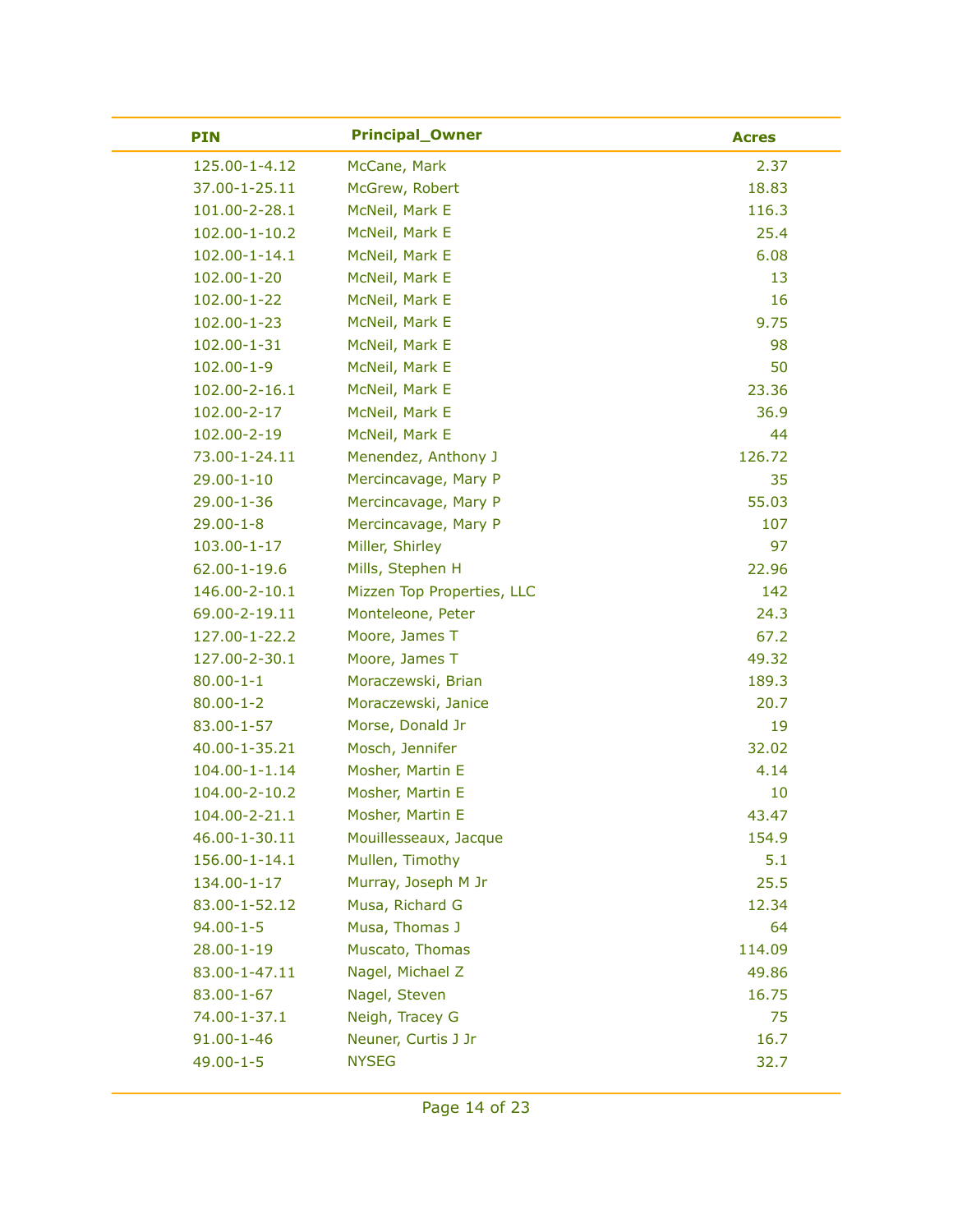| PIN | Principal_Owner | Acres |
| --- | --- | --- |
| 125.00-1-4.12 | McCane, Mark | 2.37 |
| 37.00-1-25.11 | McGrew, Robert | 18.83 |
| 101.00-2-28.1 | McNeil, Mark E | 116.3 |
| 102.00-1-10.2 | McNeil, Mark E | 25.4 |
| 102.00-1-14.1 | McNeil, Mark E | 6.08 |
| 102.00-1-20 | McNeil, Mark E | 13 |
| 102.00-1-22 | McNeil, Mark E | 16 |
| 102.00-1-23 | McNeil, Mark E | 9.75 |
| 102.00-1-31 | McNeil, Mark E | 98 |
| 102.00-1-9 | McNeil, Mark E | 50 |
| 102.00-2-16.1 | McNeil, Mark E | 23.36 |
| 102.00-2-17 | McNeil, Mark E | 36.9 |
| 102.00-2-19 | McNeil, Mark E | 44 |
| 73.00-1-24.11 | Menendez, Anthony J | 126.72 |
| 29.00-1-10 | Mercincavage, Mary P | 35 |
| 29.00-1-36 | Mercincavage, Mary P | 55.03 |
| 29.00-1-8 | Mercincavage, Mary P | 107 |
| 103.00-1-17 | Miller, Shirley | 97 |
| 62.00-1-19.6 | Mills, Stephen H | 22.96 |
| 146.00-2-10.1 | Mizzen Top Properties, LLC | 142 |
| 69.00-2-19.11 | Monteleone, Peter | 24.3 |
| 127.00-1-22.2 | Moore, James T | 67.2 |
| 127.00-2-30.1 | Moore, James T | 49.32 |
| 80.00-1-1 | Moraczewski, Brian | 189.3 |
| 80.00-1-2 | Moraczewski, Janice | 20.7 |
| 83.00-1-57 | Morse, Donald Jr | 19 |
| 40.00-1-35.21 | Mosch, Jennifer | 32.02 |
| 104.00-1-1.14 | Mosher, Martin E | 4.14 |
| 104.00-2-10.2 | Mosher, Martin E | 10 |
| 104.00-2-21.1 | Mosher, Martin E | 43.47 |
| 46.00-1-30.11 | Mouillesseaux, Jacque | 154.9 |
| 156.00-1-14.1 | Mullen, Timothy | 5.1 |
| 134.00-1-17 | Murray, Joseph M Jr | 25.5 |
| 83.00-1-52.12 | Musa, Richard G | 12.34 |
| 94.00-1-5 | Musa, Thomas J | 64 |
| 28.00-1-19 | Muscato, Thomas | 114.09 |
| 83.00-1-47.11 | Nagel, Michael Z | 49.86 |
| 83.00-1-67 | Nagel, Steven | 16.75 |
| 74.00-1-37.1 | Neigh, Tracey G | 75 |
| 91.00-1-46 | Neuner, Curtis J Jr | 16.7 |
| 49.00-1-5 | NYSEG | 32.7 |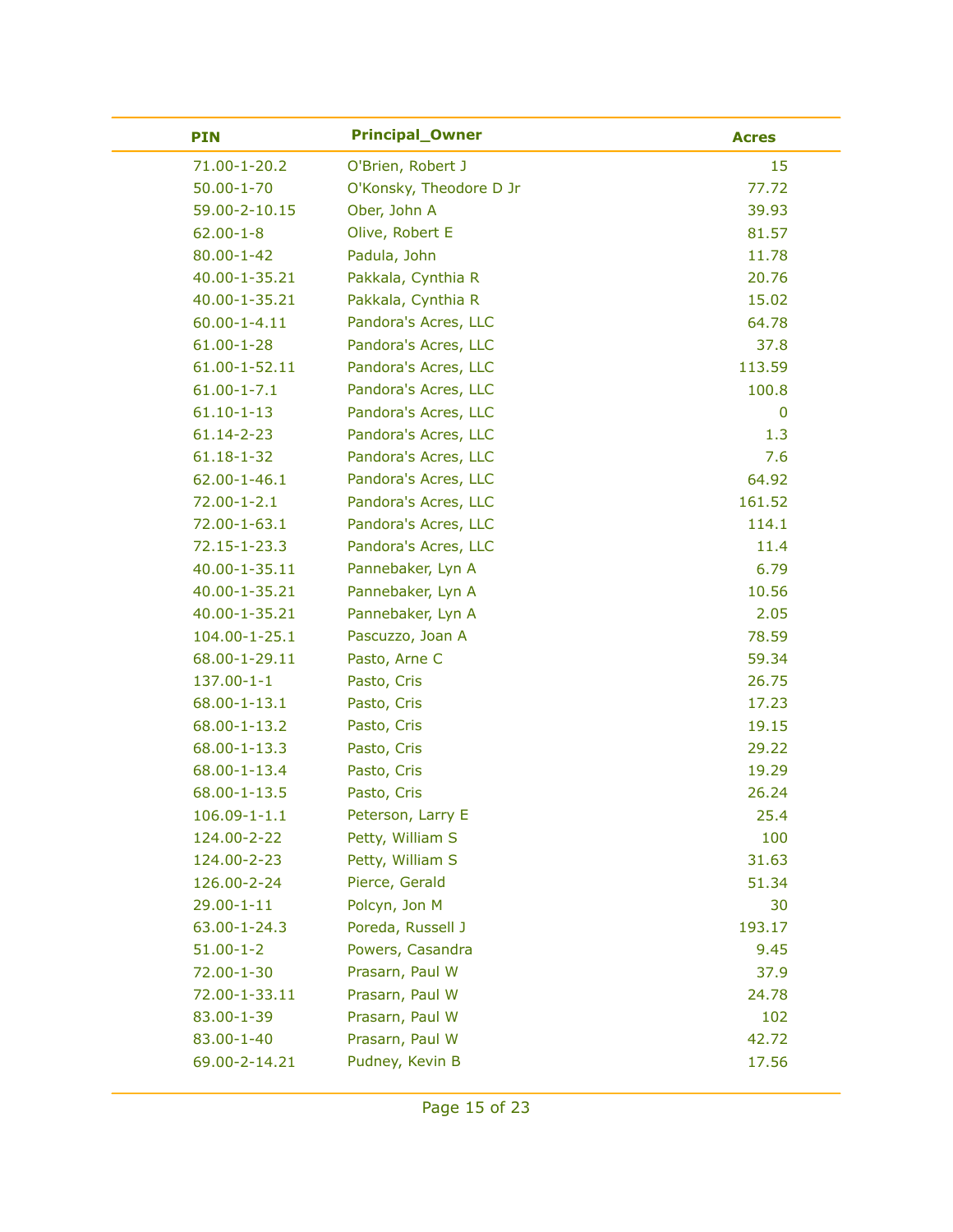| PIN | Principal_Owner | Acres |
|---|---|---|
| 71.00-1-20.2 | O'Brien, Robert J | 15 |
| 50.00-1-70 | O'Konsky, Theodore D Jr | 77.72 |
| 59.00-2-10.15 | Ober, John A | 39.93 |
| 62.00-1-8 | Olive, Robert E | 81.57 |
| 80.00-1-42 | Padula, John | 11.78 |
| 40.00-1-35.21 | Pakkala, Cynthia R | 20.76 |
| 40.00-1-35.21 | Pakkala, Cynthia R | 15.02 |
| 60.00-1-4.11 | Pandora's Acres, LLC | 64.78 |
| 61.00-1-28 | Pandora's Acres, LLC | 37.8 |
| 61.00-1-52.11 | Pandora's Acres, LLC | 113.59 |
| 61.00-1-7.1 | Pandora's Acres, LLC | 100.8 |
| 61.10-1-13 | Pandora's Acres, LLC | 0 |
| 61.14-2-23 | Pandora's Acres, LLC | 1.3 |
| 61.18-1-32 | Pandora's Acres, LLC | 7.6 |
| 62.00-1-46.1 | Pandora's Acres, LLC | 64.92 |
| 72.00-1-2.1 | Pandora's Acres, LLC | 161.52 |
| 72.00-1-63.1 | Pandora's Acres, LLC | 114.1 |
| 72.15-1-23.3 | Pandora's Acres, LLC | 11.4 |
| 40.00-1-35.11 | Pannebaker, Lyn A | 6.79 |
| 40.00-1-35.21 | Pannebaker, Lyn A | 10.56 |
| 40.00-1-35.21 | Pannebaker, Lyn A | 2.05 |
| 104.00-1-25.1 | Pascuzzo, Joan A | 78.59 |
| 68.00-1-29.11 | Pasto, Arne C | 59.34 |
| 137.00-1-1 | Pasto, Cris | 26.75 |
| 68.00-1-13.1 | Pasto, Cris | 17.23 |
| 68.00-1-13.2 | Pasto, Cris | 19.15 |
| 68.00-1-13.3 | Pasto, Cris | 29.22 |
| 68.00-1-13.4 | Pasto, Cris | 19.29 |
| 68.00-1-13.5 | Pasto, Cris | 26.24 |
| 106.09-1-1.1 | Peterson, Larry E | 25.4 |
| 124.00-2-22 | Petty, William S | 100 |
| 124.00-2-23 | Petty, William S | 31.63 |
| 126.00-2-24 | Pierce, Gerald | 51.34 |
| 29.00-1-11 | Polcyn, Jon M | 30 |
| 63.00-1-24.3 | Poreda, Russell J | 193.17 |
| 51.00-1-2 | Powers, Casandra | 9.45 |
| 72.00-1-30 | Prasarn, Paul W | 37.9 |
| 72.00-1-33.11 | Prasarn, Paul W | 24.78 |
| 83.00-1-39 | Prasarn, Paul W | 102 |
| 83.00-1-40 | Prasarn, Paul W | 42.72 |
| 69.00-2-14.21 | Pudney, Kevin B | 17.56 |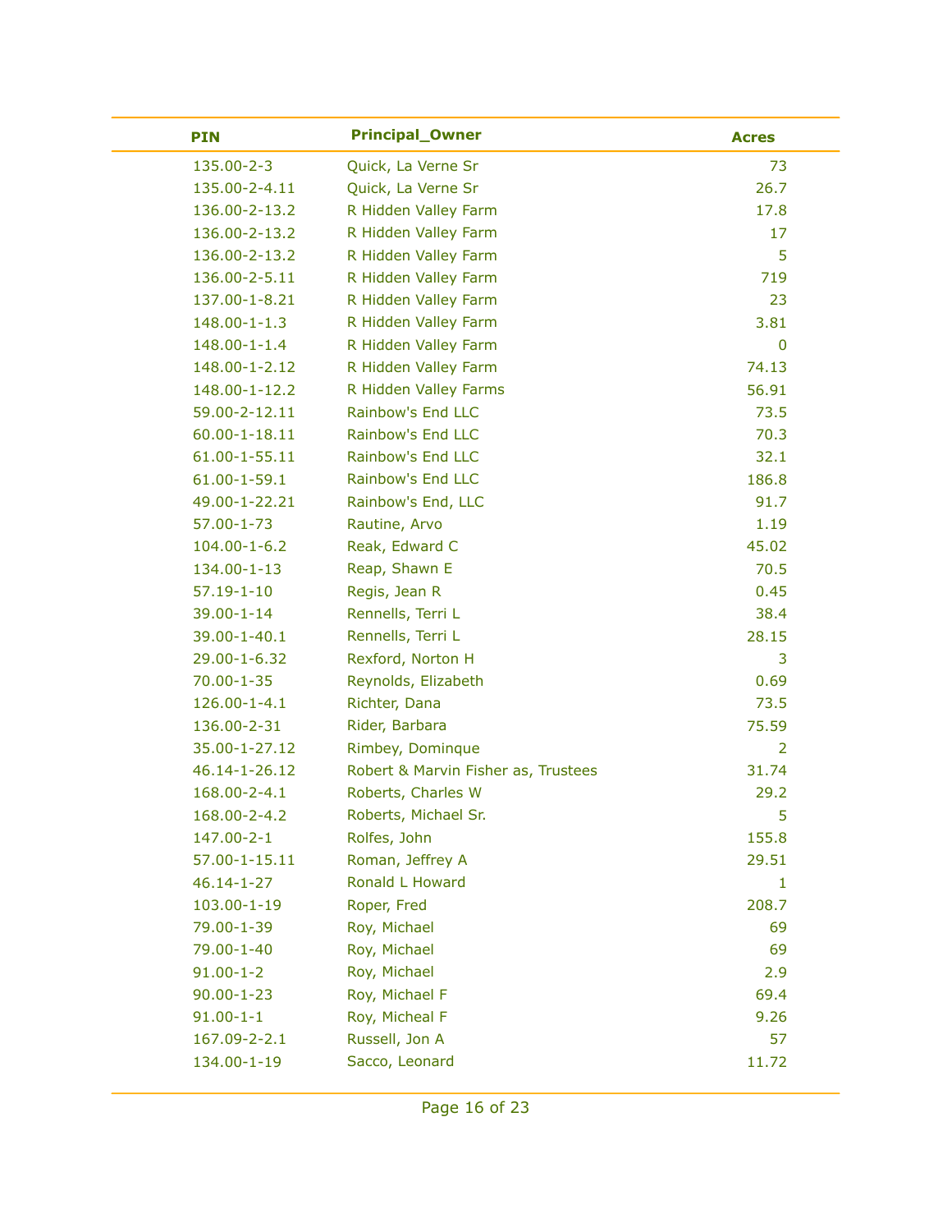| PIN | Principal_Owner | Acres |
|---|---|---|
| 135.00-2-3 | Quick, La Verne Sr | 73 |
| 135.00-2-4.11 | Quick, La Verne Sr | 26.7 |
| 136.00-2-13.2 | R Hidden Valley Farm | 17.8 |
| 136.00-2-13.2 | R Hidden Valley Farm | 17 |
| 136.00-2-13.2 | R Hidden Valley Farm | 5 |
| 136.00-2-5.11 | R Hidden Valley Farm | 719 |
| 137.00-1-8.21 | R Hidden Valley Farm | 23 |
| 148.00-1-1.3 | R Hidden Valley Farm | 3.81 |
| 148.00-1-1.4 | R Hidden Valley Farm | 0 |
| 148.00-1-2.12 | R Hidden Valley Farm | 74.13 |
| 148.00-1-12.2 | R Hidden Valley Farms | 56.91 |
| 59.00-2-12.11 | Rainbow's End LLC | 73.5 |
| 60.00-1-18.11 | Rainbow's End LLC | 70.3 |
| 61.00-1-55.11 | Rainbow's End LLC | 32.1 |
| 61.00-1-59.1 | Rainbow's End LLC | 186.8 |
| 49.00-1-22.21 | Rainbow's End, LLC | 91.7 |
| 57.00-1-73 | Rautine, Arvo | 1.19 |
| 104.00-1-6.2 | Reak, Edward C | 45.02 |
| 134.00-1-13 | Reap, Shawn E | 70.5 |
| 57.19-1-10 | Regis, Jean R | 0.45 |
| 39.00-1-14 | Rennells, Terri L | 38.4 |
| 39.00-1-40.1 | Rennells, Terri L | 28.15 |
| 29.00-1-6.32 | Rexford, Norton H | 3 |
| 70.00-1-35 | Reynolds, Elizabeth | 0.69 |
| 126.00-1-4.1 | Richter, Dana | 73.5 |
| 136.00-2-31 | Rider, Barbara | 75.59 |
| 35.00-1-27.12 | Rimbey, Dominque | 2 |
| 46.14-1-26.12 | Robert & Marvin Fisher as, Trustees | 31.74 |
| 168.00-2-4.1 | Roberts, Charles W | 29.2 |
| 168.00-2-4.2 | Roberts, Michael Sr. | 5 |
| 147.00-2-1 | Rolfes, John | 155.8 |
| 57.00-1-15.11 | Roman, Jeffrey A | 29.51 |
| 46.14-1-27 | Ronald L Howard | 1 |
| 103.00-1-19 | Roper, Fred | 208.7 |
| 79.00-1-39 | Roy, Michael | 69 |
| 79.00-1-40 | Roy, Michael | 69 |
| 91.00-1-2 | Roy, Michael | 2.9 |
| 90.00-1-23 | Roy, Michael F | 69.4 |
| 91.00-1-1 | Roy, Micheal F | 9.26 |
| 167.09-2-2.1 | Russell, Jon A | 57 |
| 134.00-1-19 | Sacco, Leonard | 11.72 |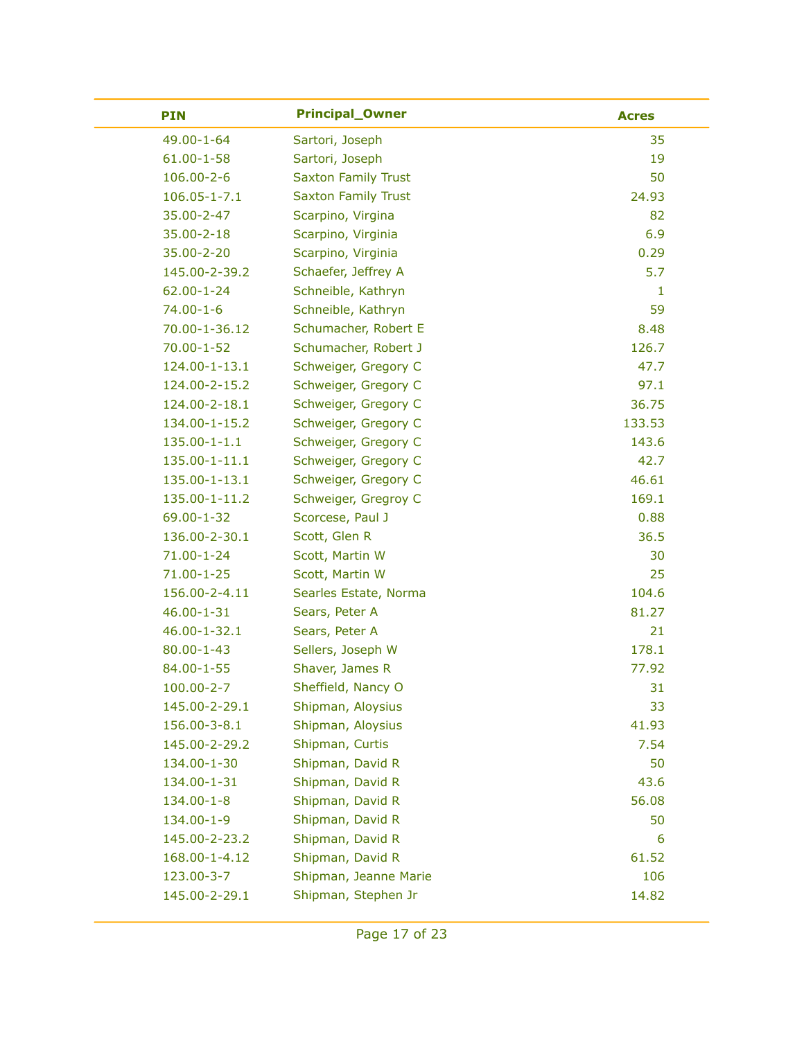| PIN | Principal_Owner | Acres |
|---|---|---|
| 49.00-1-64 | Sartori, Joseph | 35 |
| 61.00-1-58 | Sartori, Joseph | 19 |
| 106.00-2-6 | Saxton Family Trust | 50 |
| 106.05-1-7.1 | Saxton Family Trust | 24.93 |
| 35.00-2-47 | Scarpino, Virgina | 82 |
| 35.00-2-18 | Scarpino, Virginia | 6.9 |
| 35.00-2-20 | Scarpino, Virginia | 0.29 |
| 145.00-2-39.2 | Schaefer, Jeffrey A | 5.7 |
| 62.00-1-24 | Schneible, Kathryn | 1 |
| 74.00-1-6 | Schneible, Kathryn | 59 |
| 70.00-1-36.12 | Schumacher, Robert E | 8.48 |
| 70.00-1-52 | Schumacher, Robert J | 126.7 |
| 124.00-1-13.1 | Schweiger, Gregory C | 47.7 |
| 124.00-2-15.2 | Schweiger, Gregory C | 97.1 |
| 124.00-2-18.1 | Schweiger, Gregory C | 36.75 |
| 134.00-1-15.2 | Schweiger, Gregory C | 133.53 |
| 135.00-1-1.1 | Schweiger, Gregory C | 143.6 |
| 135.00-1-11.1 | Schweiger, Gregory C | 42.7 |
| 135.00-1-13.1 | Schweiger, Gregory C | 46.61 |
| 135.00-1-11.2 | Schweiger, Gregroy C | 169.1 |
| 69.00-1-32 | Scorcese, Paul J | 0.88 |
| 136.00-2-30.1 | Scott, Glen R | 36.5 |
| 71.00-1-24 | Scott, Martin W | 30 |
| 71.00-1-25 | Scott, Martin W | 25 |
| 156.00-2-4.11 | Searles Estate, Norma | 104.6 |
| 46.00-1-31 | Sears, Peter A | 81.27 |
| 46.00-1-32.1 | Sears, Peter A | 21 |
| 80.00-1-43 | Sellers, Joseph W | 178.1 |
| 84.00-1-55 | Shaver, James R | 77.92 |
| 100.00-2-7 | Sheffield, Nancy O | 31 |
| 145.00-2-29.1 | Shipman, Aloysius | 33 |
| 156.00-3-8.1 | Shipman, Aloysius | 41.93 |
| 145.00-2-29.2 | Shipman, Curtis | 7.54 |
| 134.00-1-30 | Shipman, David R | 50 |
| 134.00-1-31 | Shipman, David R | 43.6 |
| 134.00-1-8 | Shipman, David R | 56.08 |
| 134.00-1-9 | Shipman, David R | 50 |
| 145.00-2-23.2 | Shipman, David R | 6 |
| 168.00-1-4.12 | Shipman, David R | 61.52 |
| 123.00-3-7 | Shipman, Jeanne Marie | 106 |
| 145.00-2-29.1 | Shipman, Stephen Jr | 14.82 |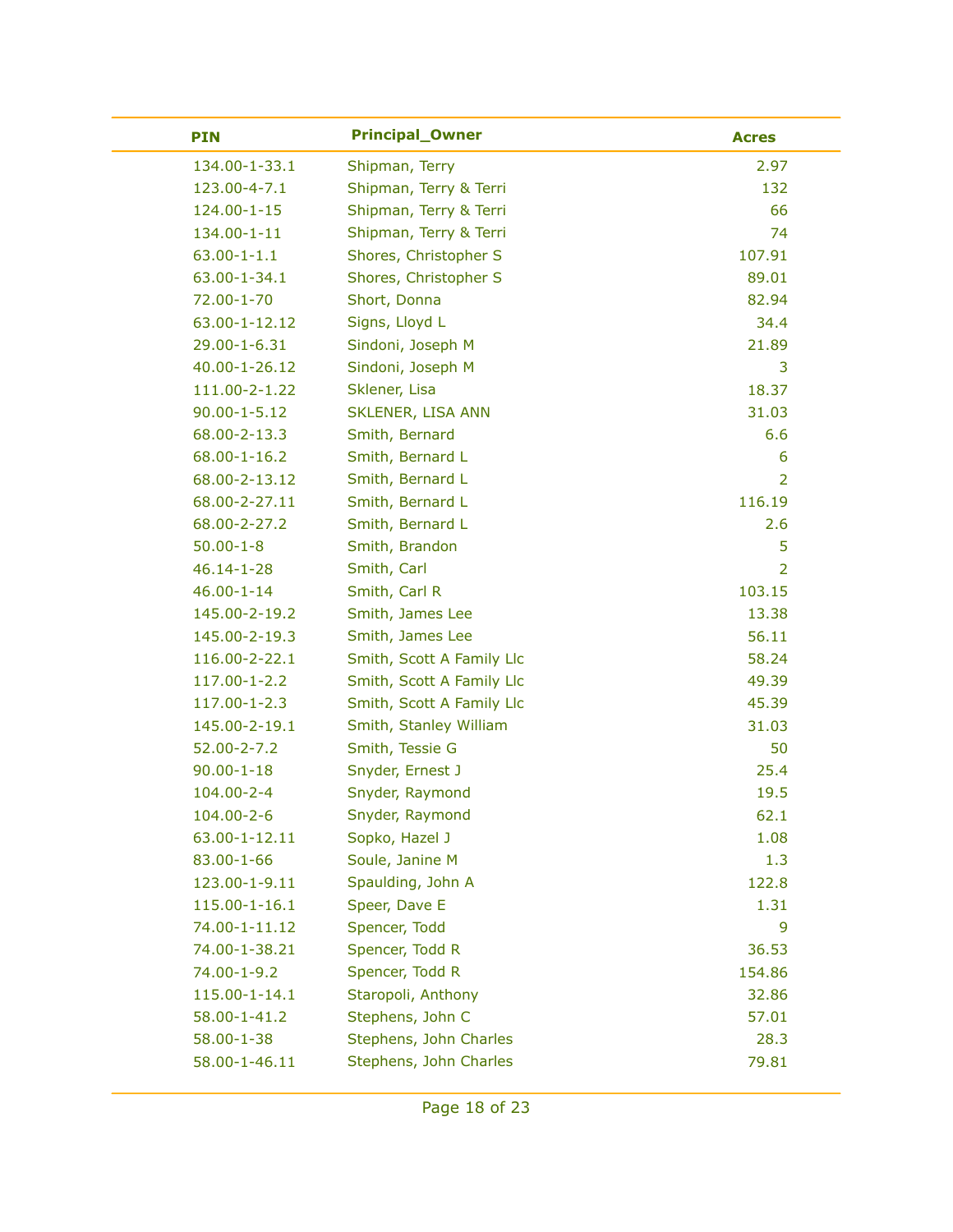| PIN | Principal_Owner | Acres |
|---|---|---|
| 134.00-1-33.1 | Shipman, Terry | 2.97 |
| 123.00-4-7.1 | Shipman, Terry & Terri | 132 |
| 124.00-1-15 | Shipman, Terry & Terri | 66 |
| 134.00-1-11 | Shipman, Terry & Terri | 74 |
| 63.00-1-1.1 | Shores, Christopher S | 107.91 |
| 63.00-1-34.1 | Shores, Christopher S | 89.01 |
| 72.00-1-70 | Short, Donna | 82.94 |
| 63.00-1-12.12 | Signs, Lloyd L | 34.4 |
| 29.00-1-6.31 | Sindoni, Joseph M | 21.89 |
| 40.00-1-26.12 | Sindoni, Joseph M | 3 |
| 111.00-2-1.22 | Sklener, Lisa | 18.37 |
| 90.00-1-5.12 | SKLENER, LISA ANN | 31.03 |
| 68.00-2-13.3 | Smith, Bernard | 6.6 |
| 68.00-1-16.2 | Smith, Bernard L | 6 |
| 68.00-2-13.12 | Smith, Bernard L | 2 |
| 68.00-2-27.11 | Smith, Bernard L | 116.19 |
| 68.00-2-27.2 | Smith, Bernard L | 2.6 |
| 50.00-1-8 | Smith, Brandon | 5 |
| 46.14-1-28 | Smith, Carl | 2 |
| 46.00-1-14 | Smith, Carl R | 103.15 |
| 145.00-2-19.2 | Smith, James Lee | 13.38 |
| 145.00-2-19.3 | Smith, James Lee | 56.11 |
| 116.00-2-22.1 | Smith, Scott A Family Llc | 58.24 |
| 117.00-1-2.2 | Smith, Scott A Family Llc | 49.39 |
| 117.00-1-2.3 | Smith, Scott A Family Llc | 45.39 |
| 145.00-2-19.1 | Smith, Stanley William | 31.03 |
| 52.00-2-7.2 | Smith, Tessie G | 50 |
| 90.00-1-18 | Snyder, Ernest J | 25.4 |
| 104.00-2-4 | Snyder, Raymond | 19.5 |
| 104.00-2-6 | Snyder, Raymond | 62.1 |
| 63.00-1-12.11 | Sopko, Hazel J | 1.08 |
| 83.00-1-66 | Soule, Janine M | 1.3 |
| 123.00-1-9.11 | Spaulding, John A | 122.8 |
| 115.00-1-16.1 | Speer, Dave E | 1.31 |
| 74.00-1-11.12 | Spencer, Todd | 9 |
| 74.00-1-38.21 | Spencer, Todd R | 36.53 |
| 74.00-1-9.2 | Spencer, Todd R | 154.86 |
| 115.00-1-14.1 | Staropoli, Anthony | 32.86 |
| 58.00-1-41.2 | Stephens, John C | 57.01 |
| 58.00-1-38 | Stephens, John Charles | 28.3 |
| 58.00-1-46.11 | Stephens, John Charles | 79.81 |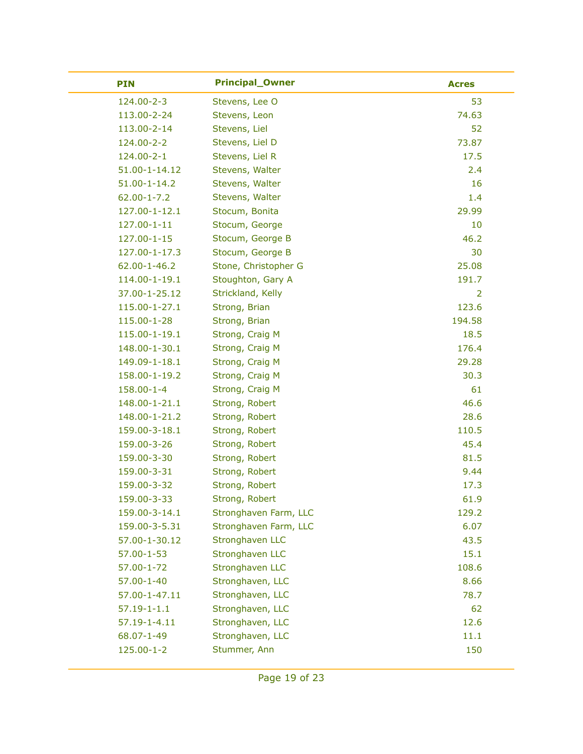| PIN | Principal_Owner | Acres |
| --- | --- | --- |
| 124.00-2-3 | Stevens, Lee O | 53 |
| 113.00-2-24 | Stevens, Leon | 74.63 |
| 113.00-2-14 | Stevens, Liel | 52 |
| 124.00-2-2 | Stevens, Liel D | 73.87 |
| 124.00-2-1 | Stevens, Liel R | 17.5 |
| 51.00-1-14.12 | Stevens, Walter | 2.4 |
| 51.00-1-14.2 | Stevens, Walter | 16 |
| 62.00-1-7.2 | Stevens, Walter | 1.4 |
| 127.00-1-12.1 | Stocum, Bonita | 29.99 |
| 127.00-1-11 | Stocum, George | 10 |
| 127.00-1-15 | Stocum, George B | 46.2 |
| 127.00-1-17.3 | Stocum, George B | 30 |
| 62.00-1-46.2 | Stone, Christopher G | 25.08 |
| 114.00-1-19.1 | Stoughton, Gary A | 191.7 |
| 37.00-1-25.12 | Strickland, Kelly | 2 |
| 115.00-1-27.1 | Strong, Brian | 123.6 |
| 115.00-1-28 | Strong, Brian | 194.58 |
| 115.00-1-19.1 | Strong, Craig M | 18.5 |
| 148.00-1-30.1 | Strong, Craig M | 176.4 |
| 149.09-1-18.1 | Strong, Craig M | 29.28 |
| 158.00-1-19.2 | Strong, Craig M | 30.3 |
| 158.00-1-4 | Strong, Craig M | 61 |
| 148.00-1-21.1 | Strong, Robert | 46.6 |
| 148.00-1-21.2 | Strong, Robert | 28.6 |
| 159.00-3-18.1 | Strong, Robert | 110.5 |
| 159.00-3-26 | Strong, Robert | 45.4 |
| 159.00-3-30 | Strong, Robert | 81.5 |
| 159.00-3-31 | Strong, Robert | 9.44 |
| 159.00-3-32 | Strong, Robert | 17.3 |
| 159.00-3-33 | Strong, Robert | 61.9 |
| 159.00-3-14.1 | Stronghaven Farm, LLC | 129.2 |
| 159.00-3-5.31 | Stronghaven Farm, LLC | 6.07 |
| 57.00-1-30.12 | Stronghaven LLC | 43.5 |
| 57.00-1-53 | Stronghaven LLC | 15.1 |
| 57.00-1-72 | Stronghaven LLC | 108.6 |
| 57.00-1-40 | Stronghaven, LLC | 8.66 |
| 57.00-1-47.11 | Stronghaven, LLC | 78.7 |
| 57.19-1-1.1 | Stronghaven, LLC | 62 |
| 57.19-1-4.11 | Stronghaven, LLC | 12.6 |
| 68.07-1-49 | Stronghaven, LLC | 11.1 |
| 125.00-1-2 | Stummer, Ann | 150 |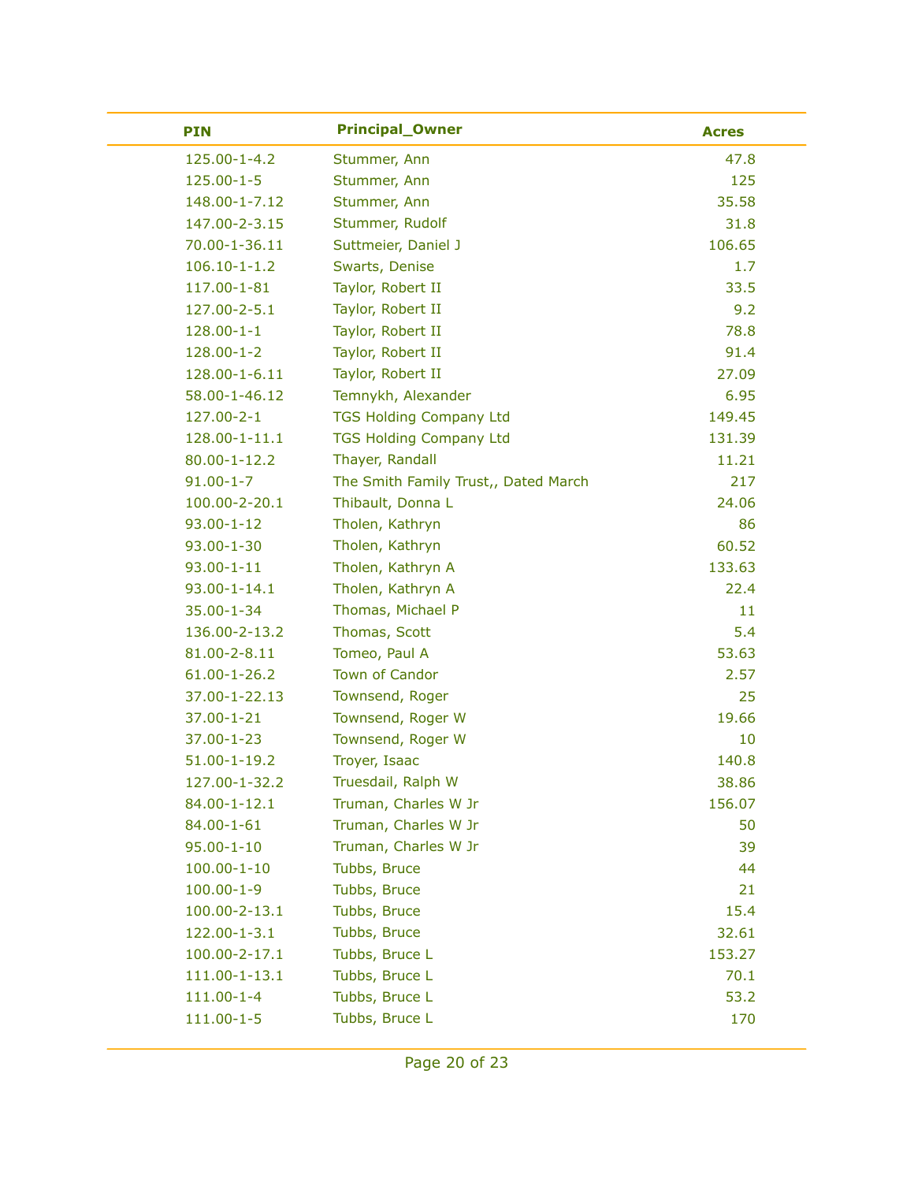| PIN | Principal_Owner | Acres |
|---|---|---|
| 125.00-1-4.2 | Stummer, Ann | 47.8 |
| 125.00-1-5 | Stummer, Ann | 125 |
| 148.00-1-7.12 | Stummer, Ann | 35.58 |
| 147.00-2-3.15 | Stummer, Rudolf | 31.8 |
| 70.00-1-36.11 | Suttmeier, Daniel J | 106.65 |
| 106.10-1-1.2 | Swarts, Denise | 1.7 |
| 117.00-1-81 | Taylor, Robert II | 33.5 |
| 127.00-2-5.1 | Taylor, Robert II | 9.2 |
| 128.00-1-1 | Taylor, Robert II | 78.8 |
| 128.00-1-2 | Taylor, Robert II | 91.4 |
| 128.00-1-6.11 | Taylor, Robert II | 27.09 |
| 58.00-1-46.12 | Temnykh, Alexander | 6.95 |
| 127.00-2-1 | TGS Holding Company Ltd | 149.45 |
| 128.00-1-11.1 | TGS Holding Company Ltd | 131.39 |
| 80.00-1-12.2 | Thayer, Randall | 11.21 |
| 91.00-1-7 | The Smith Family Trust,, Dated March | 217 |
| 100.00-2-20.1 | Thibault, Donna L | 24.06 |
| 93.00-1-12 | Tholen, Kathryn | 86 |
| 93.00-1-30 | Tholen, Kathryn | 60.52 |
| 93.00-1-11 | Tholen, Kathryn A | 133.63 |
| 93.00-1-14.1 | Tholen, Kathryn A | 22.4 |
| 35.00-1-34 | Thomas, Michael P | 11 |
| 136.00-2-13.2 | Thomas, Scott | 5.4 |
| 81.00-2-8.11 | Tomeo, Paul A | 53.63 |
| 61.00-1-26.2 | Town of Candor | 2.57 |
| 37.00-1-22.13 | Townsend, Roger | 25 |
| 37.00-1-21 | Townsend, Roger W | 19.66 |
| 37.00-1-23 | Townsend, Roger W | 10 |
| 51.00-1-19.2 | Troyer, Isaac | 140.8 |
| 127.00-1-32.2 | Truesdail, Ralph W | 38.86 |
| 84.00-1-12.1 | Truman, Charles W Jr | 156.07 |
| 84.00-1-61 | Truman, Charles W Jr | 50 |
| 95.00-1-10 | Truman, Charles W Jr | 39 |
| 100.00-1-10 | Tubbs, Bruce | 44 |
| 100.00-1-9 | Tubbs, Bruce | 21 |
| 100.00-2-13.1 | Tubbs, Bruce | 15.4 |
| 122.00-1-3.1 | Tubbs, Bruce | 32.61 |
| 100.00-2-17.1 | Tubbs, Bruce L | 153.27 |
| 111.00-1-13.1 | Tubbs, Bruce L | 70.1 |
| 111.00-1-4 | Tubbs, Bruce L | 53.2 |
| 111.00-1-5 | Tubbs, Bruce L | 170 |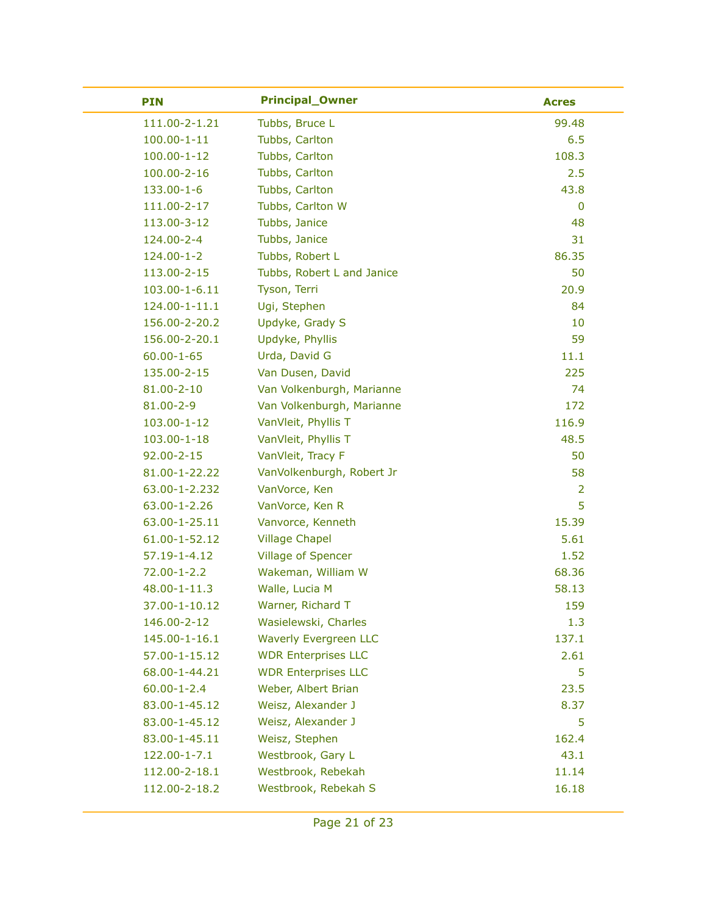| PIN | Principal_Owner | Acres |
|---|---|---|
| 111.00-2-1.21 | Tubbs, Bruce L | 99.48 |
| 100.00-1-11 | Tubbs, Carlton | 6.5 |
| 100.00-1-12 | Tubbs, Carlton | 108.3 |
| 100.00-2-16 | Tubbs, Carlton | 2.5 |
| 133.00-1-6 | Tubbs, Carlton | 43.8 |
| 111.00-2-17 | Tubbs, Carlton W | 0 |
| 113.00-3-12 | Tubbs, Janice | 48 |
| 124.00-2-4 | Tubbs, Janice | 31 |
| 124.00-1-2 | Tubbs, Robert L | 86.35 |
| 113.00-2-15 | Tubbs, Robert L and Janice | 50 |
| 103.00-1-6.11 | Tyson, Terri | 20.9 |
| 124.00-1-11.1 | Ugi, Stephen | 84 |
| 156.00-2-20.2 | Updyke, Grady S | 10 |
| 156.00-2-20.1 | Updyke, Phyllis | 59 |
| 60.00-1-65 | Urda, David G | 11.1 |
| 135.00-2-15 | Van Dusen, David | 225 |
| 81.00-2-10 | Van Volkenburgh, Marianne | 74 |
| 81.00-2-9 | Van Volkenburgh, Marianne | 172 |
| 103.00-1-12 | VanVleit, Phyllis T | 116.9 |
| 103.00-1-18 | VanVleit, Phyllis T | 48.5 |
| 92.00-2-15 | VanVleit, Tracy F | 50 |
| 81.00-1-22.22 | VanVolkenburgh, Robert Jr | 58 |
| 63.00-1-2.232 | VanVorce, Ken | 2 |
| 63.00-1-2.26 | VanVorce, Ken R | 5 |
| 63.00-1-25.11 | Vanvorce, Kenneth | 15.39 |
| 61.00-1-52.12 | Village Chapel | 5.61 |
| 57.19-1-4.12 | Village of Spencer | 1.52 |
| 72.00-1-2.2 | Wakeman, William W | 68.36 |
| 48.00-1-11.3 | Walle, Lucia M | 58.13 |
| 37.00-1-10.12 | Warner, Richard T | 159 |
| 146.00-2-12 | Wasielewski, Charles | 1.3 |
| 145.00-1-16.1 | Waverly Evergreen LLC | 137.1 |
| 57.00-1-15.12 | WDR Enterprises LLC | 2.61 |
| 68.00-1-44.21 | WDR Enterprises LLC | 5 |
| 60.00-1-2.4 | Weber, Albert Brian | 23.5 |
| 83.00-1-45.12 | Weisz, Alexander J | 8.37 |
| 83.00-1-45.12 | Weisz, Alexander J | 5 |
| 83.00-1-45.11 | Weisz, Stephen | 162.4 |
| 122.00-1-7.1 | Westbrook, Gary L | 43.1 |
| 112.00-2-18.1 | Westbrook, Rebekah | 11.14 |
| 112.00-2-18.2 | Westbrook, Rebekah S | 16.18 |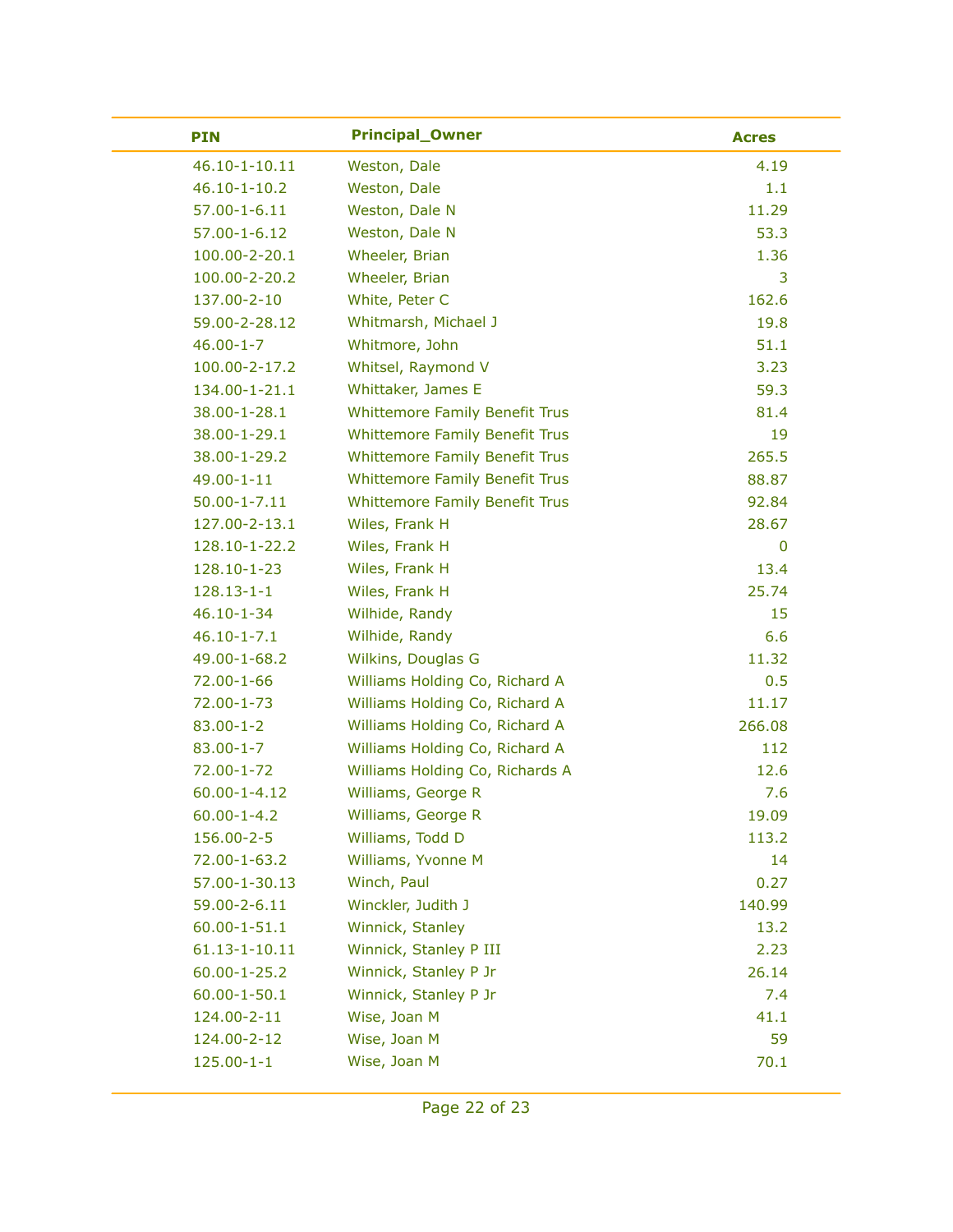| PIN | Principal_Owner | Acres |
|---|---|---|
| 46.10-1-10.11 | Weston, Dale | 4.19 |
| 46.10-1-10.2 | Weston, Dale | 1.1 |
| 57.00-1-6.11 | Weston, Dale N | 11.29 |
| 57.00-1-6.12 | Weston, Dale N | 53.3 |
| 100.00-2-20.1 | Wheeler, Brian | 1.36 |
| 100.00-2-20.2 | Wheeler, Brian | 3 |
| 137.00-2-10 | White, Peter C | 162.6 |
| 59.00-2-28.12 | Whitmarsh, Michael J | 19.8 |
| 46.00-1-7 | Whitmore, John | 51.1 |
| 100.00-2-17.2 | Whitsel, Raymond V | 3.23 |
| 134.00-1-21.1 | Whittaker, James E | 59.3 |
| 38.00-1-28.1 | Whittemore Family Benefit Trus | 81.4 |
| 38.00-1-29.1 | Whittemore Family Benefit Trus | 19 |
| 38.00-1-29.2 | Whittemore Family Benefit Trus | 265.5 |
| 49.00-1-11 | Whittemore Family Benefit Trus | 88.87 |
| 50.00-1-7.11 | Whittemore Family Benefit Trus | 92.84 |
| 127.00-2-13.1 | Wiles, Frank H | 28.67 |
| 128.10-1-22.2 | Wiles, Frank H | 0 |
| 128.10-1-23 | Wiles, Frank H | 13.4 |
| 128.13-1-1 | Wiles, Frank H | 25.74 |
| 46.10-1-34 | Wilhide, Randy | 15 |
| 46.10-1-7.1 | Wilhide, Randy | 6.6 |
| 49.00-1-68.2 | Wilkins, Douglas G | 11.32 |
| 72.00-1-66 | Williams Holding Co, Richard A | 0.5 |
| 72.00-1-73 | Williams Holding Co, Richard A | 11.17 |
| 83.00-1-2 | Williams Holding Co, Richard A | 266.08 |
| 83.00-1-7 | Williams Holding Co, Richard A | 112 |
| 72.00-1-72 | Williams Holding Co, Richards A | 12.6 |
| 60.00-1-4.12 | Williams, George R | 7.6 |
| 60.00-1-4.2 | Williams, George R | 19.09 |
| 156.00-2-5 | Williams, Todd D | 113.2 |
| 72.00-1-63.2 | Williams, Yvonne M | 14 |
| 57.00-1-30.13 | Winch, Paul | 0.27 |
| 59.00-2-6.11 | Winckler, Judith J | 140.99 |
| 60.00-1-51.1 | Winnick, Stanley | 13.2 |
| 61.13-1-10.11 | Winnick, Stanley P III | 2.23 |
| 60.00-1-25.2 | Winnick, Stanley P Jr | 26.14 |
| 60.00-1-50.1 | Winnick, Stanley P Jr | 7.4 |
| 124.00-2-11 | Wise, Joan M | 41.1 |
| 124.00-2-12 | Wise, Joan M | 59 |
| 125.00-1-1 | Wise, Joan M | 70.1 |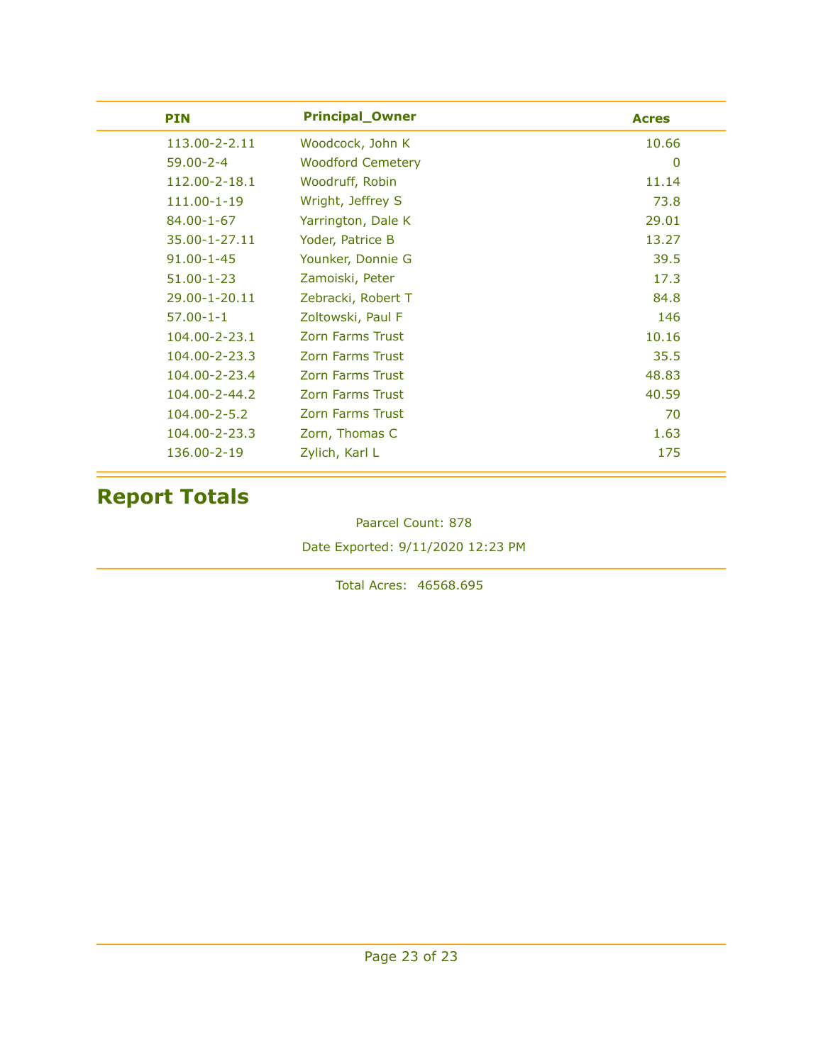| PIN | Principal_Owner | Acres |
|---|---|---|
| 113.00-2-2.11 | Woodcock, John K | 10.66 |
| 59.00-2-4 | Woodford Cemetery | 0 |
| 112.00-2-18.1 | Woodruff, Robin | 11.14 |
| 111.00-1-19 | Wright, Jeffrey S | 73.8 |
| 84.00-1-67 | Yarrington, Dale K | 29.01 |
| 35.00-1-27.11 | Yoder, Patrice B | 13.27 |
| 91.00-1-45 | Younker, Donnie G | 39.5 |
| 51.00-1-23 | Zamoiski, Peter | 17.3 |
| 29.00-1-20.11 | Zebracki, Robert T | 84.8 |
| 57.00-1-1 | Zoltowski, Paul F | 146 |
| 104.00-2-23.1 | Zorn Farms Trust | 10.16 |
| 104.00-2-23.3 | Zorn Farms Trust | 35.5 |
| 104.00-2-23.4 | Zorn Farms Trust | 48.83 |
| 104.00-2-44.2 | Zorn Farms Trust | 40.59 |
| 104.00-2-5.2 | Zorn Farms Trust | 70 |
| 104.00-2-23.3 | Zorn, Thomas C | 1.63 |
| 136.00-2-19 | Zylich, Karl L | 175 |

## Report Totals

Paarcel Count: 878

Date Exported: 9/11/2020 12:23 PM

Total Acres: 46568.695